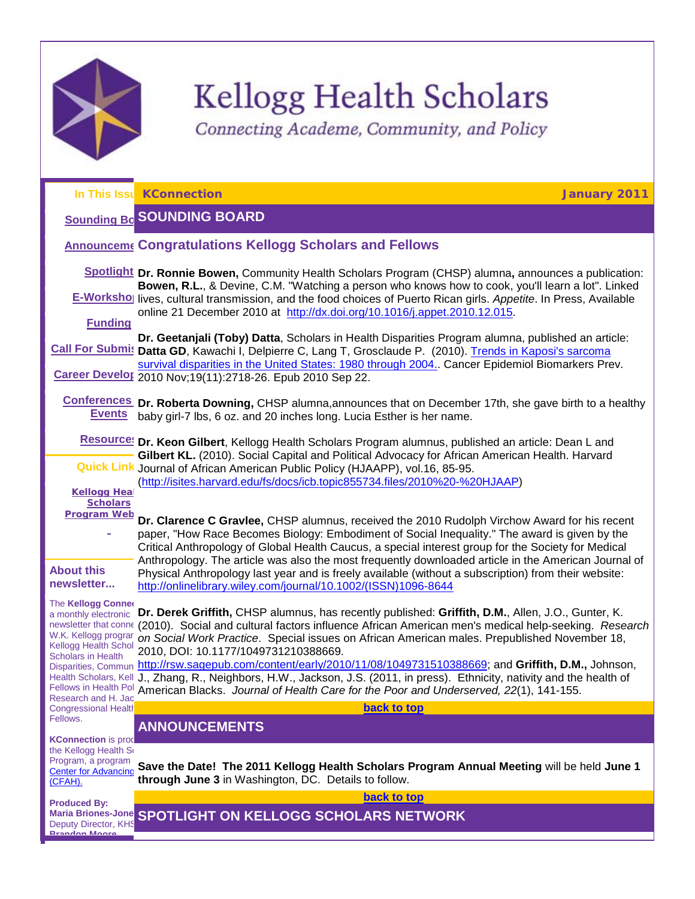# Kellogg Health Scholars

*Connecting Academe, Community, and Policy*

**In This Issu**

[Sounding Bo](#)

[Announceme](#)

[Spotlight](#)

[E-Worksho](#)

[Funding](#)

[Call For Submis](#)

[Career Develop](#)

[Conferences Events](#)

[Resources](#)

**Quick Link**

[Kellogg Heal Scholars Program Web](#)

-

**About this newsletter...**

The **Kellogg Connec** a monthly electronic newsletter that conne W.K. Kellogg progran Kellogg Health Schol Scholars in Health Disparities, Commun Health Scholars, Kell Fellows in Health Pol Research and H. Jac Congressional Health Fellows.

**KConnection** is prod the Kellogg Health Sc Program, a program [Center for Advancing (CFAH).](#)

**Produced By:**
**Maria Briones-Jone** Deputy Director, KHS
**Brandon Moore**

**KConnection** **January 2011**

## SOUNDING BOARD

### Congratulations Kellogg Scholars and Fellows

**Dr. Ronnie Bowen,** Community Health Scholars Program (CHSP) alumna**,** announces a publication: **Bowen, R.L.**, & Devine, C.M. "Watching a person who knows how to cook, you'll learn a lot". Linked lives, cultural transmission, and the food choices of Puerto Rican girls. *Appetite*. In Press, Available online 21 December 2010 at http://dx.doi.org/10.1016/j.appet.2010.12.015.

**Dr. Geetanjali (Toby) Datta**, Scholars in Health Disparities Program alumna, published an article: **Datta GD**, Kawachi I, Delpierre C, Lang T, Grosclaude P. (2010). [Trends in Kaposi's sarcoma survival disparities in the United States: 1980 through 2004.](#). Cancer Epidemiol Biomarkers Prev. 2010 Nov;19(11):2718-26. Epub 2010 Sep 22.

**Dr. Roberta Downing,** CHSP alumna,announces that on December 17th, she gave birth to a healthy baby girl-7 lbs, 6 oz. and 20 inches long. Lucia Esther is her name.

**Dr. Keon Gilbert**, Kellogg Health Scholars Program alumnus, published an article: Dean L and **Gilbert KL.** (2010). Social Capital and Political Advocacy for African American Health. Harvard Journal of African American Public Policy (HJAAPP), vol.16, 85-95. (http://isites.harvard.edu/fs/docs/icb.topic855734.files/2010%20-%20HJAAP)

**Dr. Clarence C Gravlee,** CHSP alumnus, received the 2010 Rudolph Virchow Award for his recent paper, "How Race Becomes Biology: Embodiment of Social Inequality." The award is given by the Critical Anthropology of Global Health Caucus, a special interest group for the Society for Medical Anthropology. The article was also the most frequently downloaded article in the American Journal of Physical Anthropology last year and is freely available (without a subscription) from their website: http://onlinelibrary.wiley.com/journal/10.1002/(ISSN)1096-8644

**Dr. Derek Griffith,** CHSP alumnus, has recently published: **Griffith, D.M.**, Allen, J.O., Gunter, K. (2010). Social and cultural factors influence African American men's medical help-seeking. *Research on Social Work Practice*. Special issues on African American males. Prepublished November 18, 2010, DOI: 10.1177/1049731210388669. http://rsw.sagepub.com/content/early/2010/11/08/1049731510388669; and **Griffith, D.M.,** Johnson, J., Zhang, R., Neighbors, H.W., Jackson, J.S. (2011, in press). Ethnicity, nativity and the health of American Blacks. *Journal of Health Care for the Poor and Underserved, 22*(1), 141-155.

[back to top](#)

## ANNOUNCEMENTS

**Save the Date! The 2011 Kellogg Health Scholars Program Annual Meeting** will be held **June 1 through June 3** in Washington, DC. Details to follow.

[back to top](#)

## SPOTLIGHT ON KELLOGG SCHOLARS NETWORK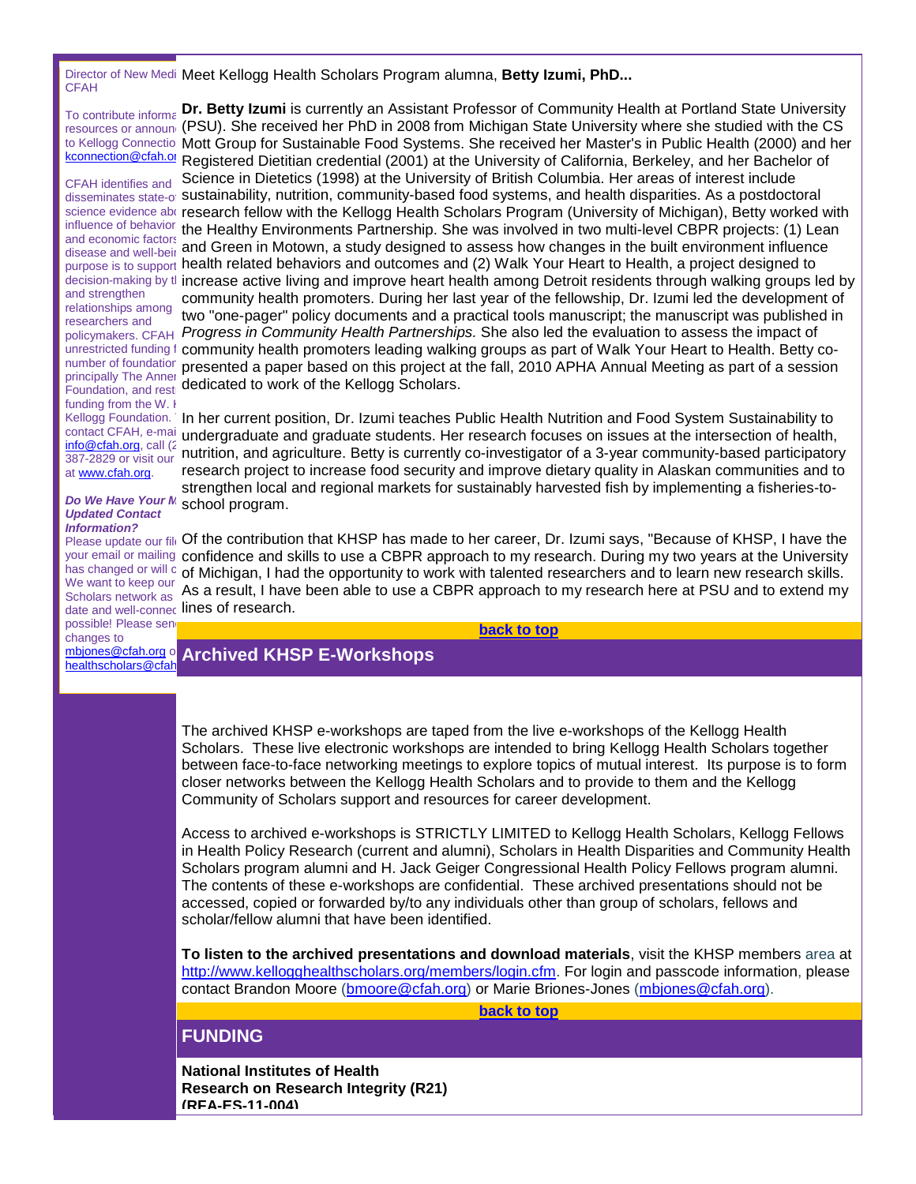Director of New Medi
CFAH

To contribute informa
resources or announ
to Kellogg Connectio
kconnection@cfah.or

CFAH identifies and
disseminates state-o
science evidence abo
influence of behavior
and economic factors
disease and well-bei
purpose is to support
decision-making by t
and strengthen
relationships among
researchers and
policymakers. CFAH
unrestricted funding f
number of foundation
principally The Anner
Foundation, and rest
funding from the W. K
Kellogg Foundation.
contact CFAH, e-mai
info@cfah.org, call (2
387-2829 or visit our
at www.cfah.org.

***Do We Have Your M Updated Contact Information?***
Please update our fil
your email or mailing
has changed or will c
We want to keep our
Scholars network as
date and well-connec
possible! Please sen
changes to
mbjones@cfah.org o
healthscholars@cfah

Meet Kellogg Health Scholars Program alumna, **Betty Izumi, PhD...**

**Dr. Betty Izumi** is currently an Assistant Professor of Community Health at Portland State University (PSU). She received her PhD in 2008 from Michigan State University where she studied with the CS Mott Group for Sustainable Food Systems. She received her Master's in Public Health (2000) and her Registered Dietitian credential (2001) at the University of California, Berkeley, and her Bachelor of Science in Dietetics (1998) at the University of British Columbia. Her areas of interest include sustainability, nutrition, community-based food systems, and health disparities. As a postdoctoral research fellow with the Kellogg Health Scholars Program (University of Michigan), Betty worked with the Healthy Environments Partnership. She was involved in two multi-level CBPR projects: (1) Lean and Green in Motown, a study designed to assess how changes in the built environment influence health related behaviors and outcomes and (2) Walk Your Heart to Health, a project designed to increase active living and improve heart health among Detroit residents through walking groups led by community health promoters. During her last year of the fellowship, Dr. Izumi led the development of two "one-pager" policy documents and a practical tools manuscript; the manuscript was published in *Progress in Community Health Partnerships.* She also led the evaluation to assess the impact of community health promoters leading walking groups as part of Walk Your Heart to Health. Betty co-presented a paper based on this project at the fall, 2010 APHA Annual Meeting as part of a session dedicated to work of the Kellogg Scholars.

In her current position, Dr. Izumi teaches Public Health Nutrition and Food System Sustainability to undergraduate and graduate students. Her research focuses on issues at the intersection of health, nutrition, and agriculture. Betty is currently co-investigator of a 3-year community-based participatory research project to increase food security and improve dietary quality in Alaskan communities and to strengthen local and regional markets for sustainably harvested fish by implementing a fisheries-to-school program.

Of the contribution that KHSP has made to her career, Dr. Izumi says, "Because of KHSP, I have the confidence and skills to use a CBPR approach to my research. During my two years at the University of Michigan, I had the opportunity to work with talented researchers and to learn new research skills. As a result, I have been able to use a CBPR approach to my research here at PSU and to extend my lines of research.

**back to top**

## Archived KHSP E-Workshops

The archived KHSP e-workshops are taped from the live e-workshops of the Kellogg Health Scholars. These live electronic workshops are intended to bring Kellogg Health Scholars together between face-to-face networking meetings to explore topics of mutual interest. Its purpose is to form closer networks between the Kellogg Health Scholars and to provide to them and the Kellogg Community of Scholars support and resources for career development.

Access to archived e-workshops is STRICTLY LIMITED to Kellogg Health Scholars, Kellogg Fellows in Health Policy Research (current and alumni), Scholars in Health Disparities and Community Health Scholars program alumni and H. Jack Geiger Congressional Health Policy Fellows program alumni. The contents of these e-workshops are confidential. These archived presentations should not be accessed, copied or forwarded by/to any individuals other than group of scholars, fellows and scholar/fellow alumni that have been identified.

**To listen to the archived presentations and download materials**, visit the KHSP members area at http://www.kellogghealthscholars.org/members/login.cfm. For login and passcode information, please contact Brandon Moore (bmoore@cfah.org) or Marie Briones-Jones (mbjones@cfah.org).

**back to top**

## FUNDING

**National Institutes of Health**
**Research on Research Integrity (R21)**
**(RFA-ES-11-004)**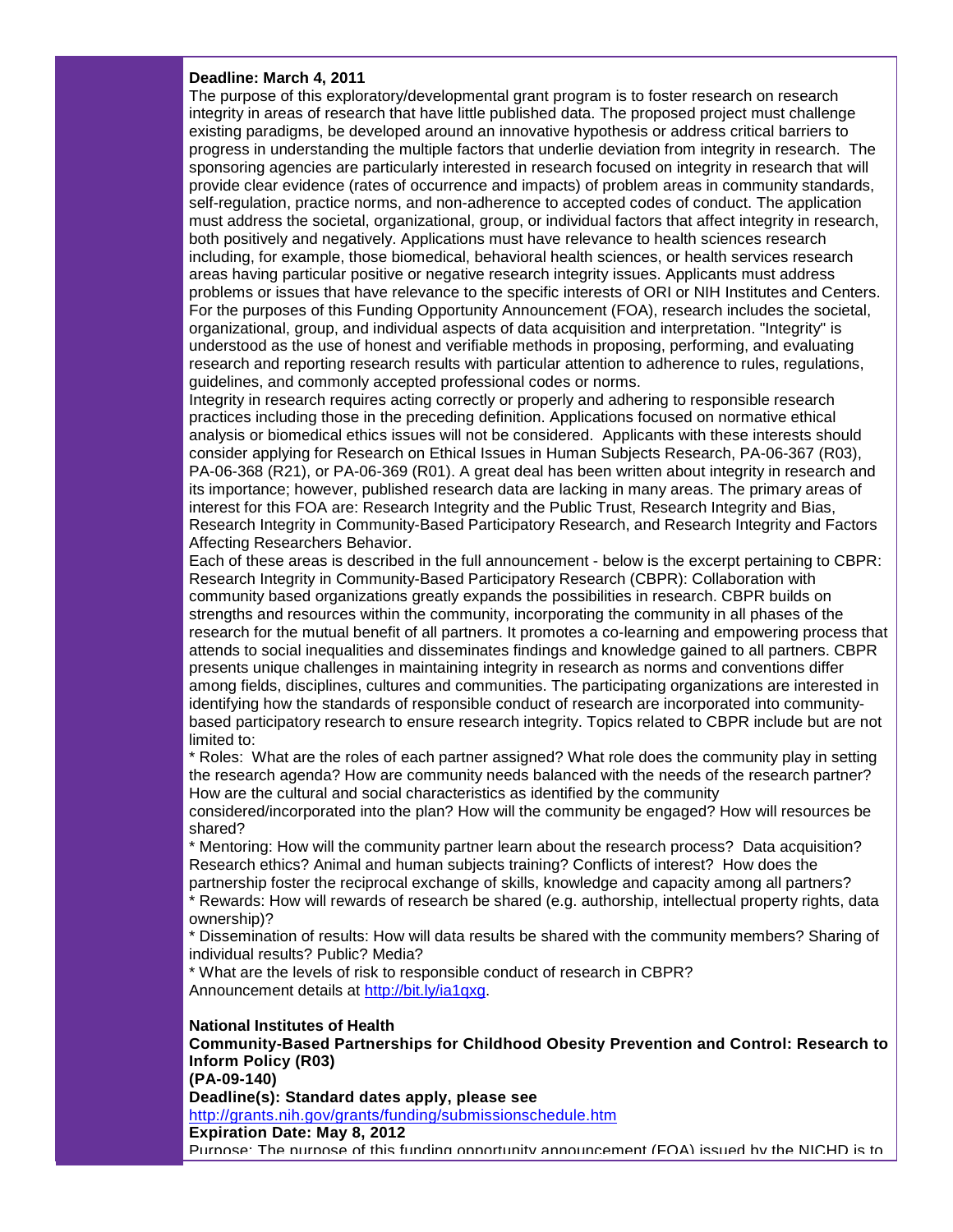**Deadline: March 4, 2011**

The purpose of this exploratory/developmental grant program is to foster research on research integrity in areas of research that have little published data. The proposed project must challenge existing paradigms, be developed around an innovative hypothesis or address critical barriers to progress in understanding the multiple factors that underlie deviation from integrity in research. The sponsoring agencies are particularly interested in research focused on integrity in research that will provide clear evidence (rates of occurrence and impacts) of problem areas in community standards, self-regulation, practice norms, and non-adherence to accepted codes of conduct. The application must address the societal, organizational, group, or individual factors that affect integrity in research, both positively and negatively. Applications must have relevance to health sciences research including, for example, those biomedical, behavioral health sciences, or health services research areas having particular positive or negative research integrity issues. Applicants must address problems or issues that have relevance to the specific interests of ORI or NIH Institutes and Centers. For the purposes of this Funding Opportunity Announcement (FOA), research includes the societal, organizational, group, and individual aspects of data acquisition and interpretation. "Integrity" is understood as the use of honest and verifiable methods in proposing, performing, and evaluating research and reporting research results with particular attention to adherence to rules, regulations, guidelines, and commonly accepted professional codes or norms.

Integrity in research requires acting correctly or properly and adhering to responsible research practices including those in the preceding definition. Applications focused on normative ethical analysis or biomedical ethics issues will not be considered. Applicants with these interests should consider applying for Research on Ethical Issues in Human Subjects Research, PA-06-367 (R03), PA-06-368 (R21), or PA-06-369 (R01). A great deal has been written about integrity in research and its importance; however, published research data are lacking in many areas. The primary areas of interest for this FOA are: Research Integrity and the Public Trust, Research Integrity and Bias, Research Integrity in Community-Based Participatory Research, and Research Integrity and Factors Affecting Researchers Behavior.

Each of these areas is described in the full announcement - below is the excerpt pertaining to CBPR: Research Integrity in Community-Based Participatory Research (CBPR): Collaboration with community based organizations greatly expands the possibilities in research. CBPR builds on strengths and resources within the community, incorporating the community in all phases of the research for the mutual benefit of all partners. It promotes a co-learning and empowering process that attends to social inequalities and disseminates findings and knowledge gained to all partners. CBPR presents unique challenges in maintaining integrity in research as norms and conventions differ among fields, disciplines, cultures and communities. The participating organizations are interested in identifying how the standards of responsible conduct of research are incorporated into community-based participatory research to ensure research integrity. Topics related to CBPR include but are not limited to:

* Roles: What are the roles of each partner assigned? What role does the community play in setting the research agenda? How are community needs balanced with the needs of the research partner? How are the cultural and social characteristics as identified by the community considered/incorporated into the plan? How will the community be engaged? How will resources be shared?
* Mentoring: How will the community partner learn about the research process? Data acquisition? Research ethics? Animal and human subjects training? Conflicts of interest? How does the partnership foster the reciprocal exchange of skills, knowledge and capacity among all partners?
* Rewards: How will rewards of research be shared (e.g. authorship, intellectual property rights, data ownership)?
* Dissemination of results: How will data results be shared with the community members? Sharing of individual results? Public? Media?
* What are the levels of risk to responsible conduct of research in CBPR?

Announcement details at http://bit.ly/ia1qxg.

**National Institutes of Health**
**Community-Based Partnerships for Childhood Obesity Prevention and Control: Research to Inform Policy (R03)**
**(PA-09-140)**
**Deadline(s): Standard dates apply, please see**
http://grants.nih.gov/grants/funding/submissionschedule.htm
**Expiration Date: May 8, 2012**

Purpose: The purpose of this funding opportunity announcement (FOA) issued by the NICHD is to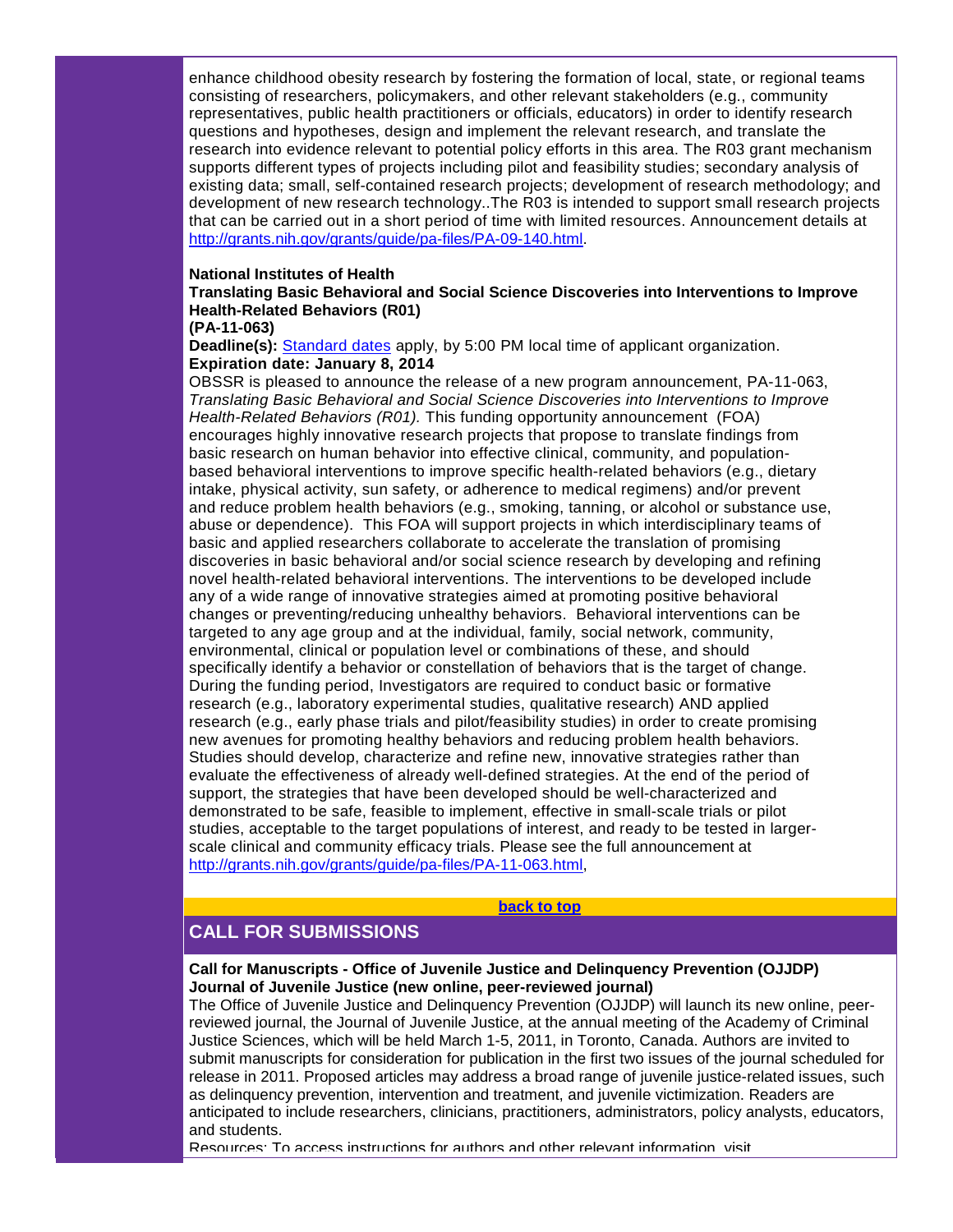enhance childhood obesity research by fostering the formation of local, state, or regional teams consisting of researchers, policymakers, and other relevant stakeholders (e.g., community representatives, public health practitioners or officials, educators) in order to identify research questions and hypotheses, design and implement the relevant research, and translate the research into evidence relevant to potential policy efforts in this area. The R03 grant mechanism supports different types of projects including pilot and feasibility studies; secondary analysis of existing data; small, self-contained research projects; development of research methodology; and development of new research technology..The R03 is intended to support small research projects that can be carried out in a short period of time with limited resources. Announcement details at http://grants.nih.gov/grants/guide/pa-files/PA-09-140.html.

**National Institutes of Health**
**Translating Basic Behavioral and Social Science Discoveries into Interventions to Improve Health-Related Behaviors (R01)**
**(PA-11-063)**
**Deadline(s):** Standard dates apply, by 5:00 PM local time of applicant organization.
**Expiration date: January 8, 2014**

OBSSR is pleased to announce the release of a new program announcement, PA-11-063, *Translating Basic Behavioral and Social Science Discoveries into Interventions to Improve Health-Related Behaviors (R01).* This funding opportunity announcement (FOA) encourages highly innovative research projects that propose to translate findings from basic research on human behavior into effective clinical, community, and population-based behavioral interventions to improve specific health-related behaviors (e.g., dietary intake, physical activity, sun safety, or adherence to medical regimens) and/or prevent and reduce problem health behaviors (e.g., smoking, tanning, or alcohol or substance use, abuse or dependence). This FOA will support projects in which interdisciplinary teams of basic and applied researchers collaborate to accelerate the translation of promising discoveries in basic behavioral and/or social science research by developing and refining novel health-related behavioral interventions. The interventions to be developed include any of a wide range of innovative strategies aimed at promoting positive behavioral changes or preventing/reducing unhealthy behaviors. Behavioral interventions can be targeted to any age group and at the individual, family, social network, community, environmental, clinical or population level or combinations of these, and should specifically identify a behavior or constellation of behaviors that is the target of change. During the funding period, Investigators are required to conduct basic or formative research (e.g., laboratory experimental studies, qualitative research) AND applied research (e.g., early phase trials and pilot/feasibility studies) in order to create promising new avenues for promoting healthy behaviors and reducing problem health behaviors. Studies should develop, characterize and refine new, innovative strategies rather than evaluate the effectiveness of already well-defined strategies. At the end of the period of support, the strategies that have been developed should be well-characterized and demonstrated to be safe, feasible to implement, effective in small-scale trials or pilot studies, acceptable to the target populations of interest, and ready to be tested in larger-scale clinical and community efficacy trials. Please see the full announcement at http://grants.nih.gov/grants/guide/pa-files/PA-11-063.html,

**back to top**

## CALL FOR SUBMISSIONS

**Call for Manuscripts - Office of Juvenile Justice and Delinquency Prevention (OJJDP) Journal of Juvenile Justice (new online, peer-reviewed journal)**

The Office of Juvenile Justice and Delinquency Prevention (OJJDP) will launch its new online, peer-reviewed journal, the Journal of Juvenile Justice, at the annual meeting of the Academy of Criminal Justice Sciences, which will be held March 1-5, 2011, in Toronto, Canada. Authors are invited to submit manuscripts for consideration for publication in the first two issues of the journal scheduled for release in 2011. Proposed articles may address a broad range of juvenile justice-related issues, such as delinquency prevention, intervention and treatment, and juvenile victimization. Readers are anticipated to include researchers, clinicians, practitioners, administrators, policy analysts, educators, and students.

Resources: To access instructions for authors and other relevant information, visit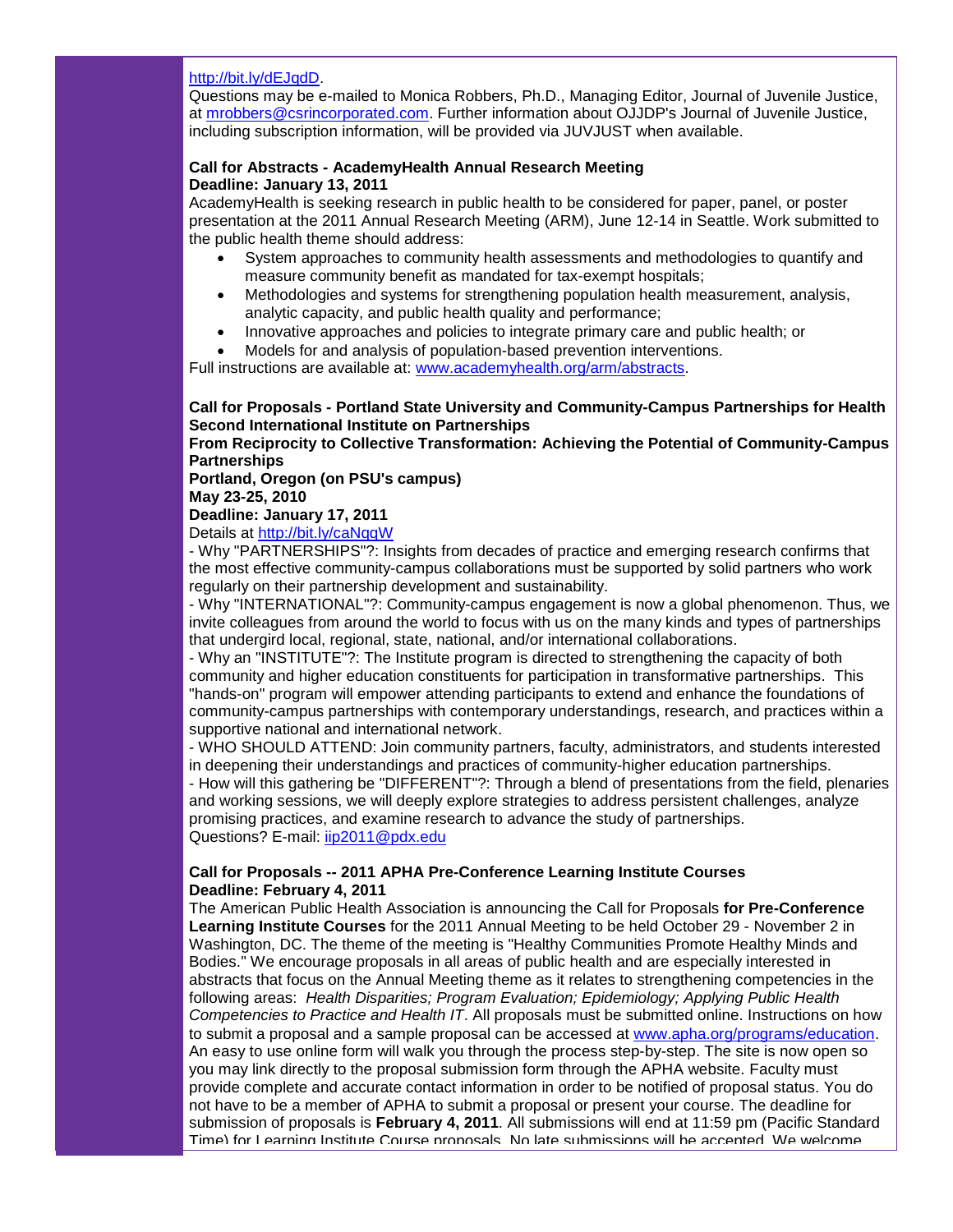http://bit.ly/dEJqdD.
Questions may be e-mailed to Monica Robbers, Ph.D., Managing Editor, Journal of Juvenile Justice, at mrobbers@csrincorporated.com. Further information about OJJDP's Journal of Juvenile Justice, including subscription information, will be provided via JUVJUST when available.

**Call for Abstracts - AcademyHealth Annual Research Meeting**
**Deadline: January 13, 2011**
AcademyHealth is seeking research in public health to be considered for paper, panel, or poster presentation at the 2011 Annual Research Meeting (ARM), June 12-14 in Seattle. Work submitted to the public health theme should address:

- System approaches to community health assessments and methodologies to quantify and measure community benefit as mandated for tax-exempt hospitals;
- Methodologies and systems for strengthening population health measurement, analysis, analytic capacity, and public health quality and performance;
- Innovative approaches and policies to integrate primary care and public health; or
- Models for and analysis of population-based prevention interventions.

Full instructions are available at: www.academyhealth.org/arm/abstracts.

**Call for Proposals - Portland State University and Community-Campus Partnerships for Health Second International Institute on Partnerships**
**From Reciprocity to Collective Transformation: Achieving the Potential of Community-Campus Partnerships**
**Portland, Oregon (on PSU's campus)**
**May 23-25, 2010**
**Deadline: January 17, 2011**
Details at http://bit.ly/caNqqW
- Why "PARTNERSHIPS"?: Insights from decades of practice and emerging research confirms that the most effective community-campus collaborations must be supported by solid partners who work regularly on their partnership development and sustainability.
- Why "INTERNATIONAL"?: Community-campus engagement is now a global phenomenon. Thus, we invite colleagues from around the world to focus with us on the many kinds and types of partnerships that undergird local, regional, state, national, and/or international collaborations.
- Why an "INSTITUTE"?: The Institute program is directed to strengthening the capacity of both community and higher education constituents for participation in transformative partnerships. This "hands-on" program will empower attending participants to extend and enhance the foundations of community-campus partnerships with contemporary understandings, research, and practices within a supportive national and international network.
- WHO SHOULD ATTEND: Join community partners, faculty, administrators, and students interested in deepening their understandings and practices of community-higher education partnerships.
- How will this gathering be "DIFFERENT"?: Through a blend of presentations from the field, plenaries and working sessions, we will deeply explore strategies to address persistent challenges, analyze promising practices, and examine research to advance the study of partnerships.
Questions? E-mail: iip2011@pdx.edu

**Call for Proposals -- 2011 APHA Pre-Conference Learning Institute Courses**
**Deadline: February 4, 2011**
The American Public Health Association is announcing the Call for Proposals **for Pre-Conference Learning Institute Courses** for the 2011 Annual Meeting to be held October 29 - November 2 in Washington, DC. The theme of the meeting is "Healthy Communities Promote Healthy Minds and Bodies." We encourage proposals in all areas of public health and are especially interested in abstracts that focus on the Annual Meeting theme as it relates to strengthening competencies in the following areas: *Health Disparities; Program Evaluation; Epidemiology; Applying Public Health Competencies to Practice and Health IT*. All proposals must be submitted online. Instructions on how to submit a proposal and a sample proposal can be accessed at www.apha.org/programs/education. An easy to use online form will walk you through the process step-by-step. The site is now open so you may link directly to the proposal submission form through the APHA website. Faculty must provide complete and accurate contact information in order to be notified of proposal status. You do not have to be a member of APHA to submit a proposal or present your course. The deadline for submission of proposals is **February 4, 2011**. All submissions will end at 11:59 pm (Pacific Standard Time) for Learning Institute Course proposals. No late submissions will be accepted. We welcome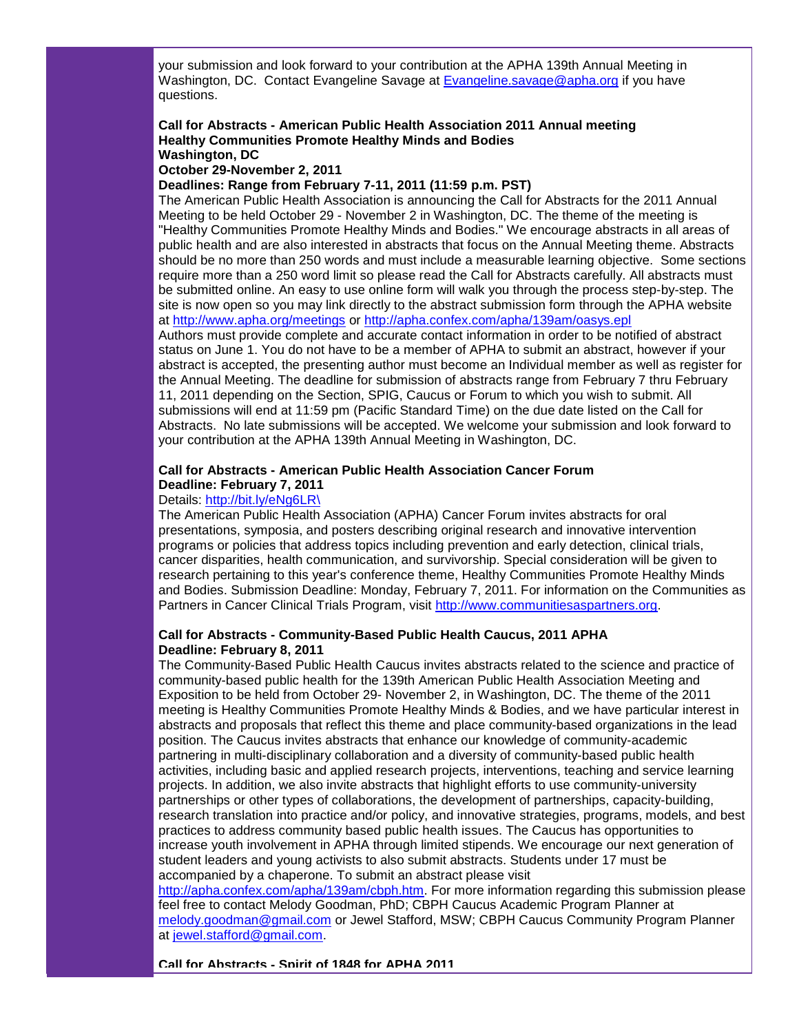your submission and look forward to your contribution at the APHA 139th Annual Meeting in Washington, DC. Contact Evangeline Savage at Evangeline.savage@apha.org if you have questions.

**Call for Abstracts - American Public Health Association 2011 Annual meeting**
**Healthy Communities Promote Healthy Minds and Bodies**
**Washington, DC**
**October 29-November 2, 2011**
**Deadlines: Range from February 7-11, 2011 (11:59 p.m. PST)**

The American Public Health Association is announcing the Call for Abstracts for the 2011 Annual Meeting to be held October 29 - November 2 in Washington, DC. The theme of the meeting is "Healthy Communities Promote Healthy Minds and Bodies." We encourage abstracts in all areas of public health and are also interested in abstracts that focus on the Annual Meeting theme. Abstracts should be no more than 250 words and must include a measurable learning objective. Some sections require more than a 250 word limit so please read the Call for Abstracts carefully. All abstracts must be submitted online. An easy to use online form will walk you through the process step-by-step. The site is now open so you may link directly to the abstract submission form through the APHA website at http://www.apha.org/meetings or http://apha.confex.com/apha/139am/oasys.epl
Authors must provide complete and accurate contact information in order to be notified of abstract status on June 1. You do not have to be a member of APHA to submit an abstract, however if your abstract is accepted, the presenting author must become an Individual member as well as register for the Annual Meeting. The deadline for submission of abstracts range from February 7 thru February 11, 2011 depending on the Section, SPIG, Caucus or Forum to which you wish to submit. All submissions will end at 11:59 pm (Pacific Standard Time) on the due date listed on the Call for Abstracts. No late submissions will be accepted. We welcome your submission and look forward to your contribution at the APHA 139th Annual Meeting in Washington, DC.

**Call for Abstracts - American Public Health Association Cancer Forum**
**Deadline: February 7, 2011**

Details: http://bit.ly/eNg6LR\
The American Public Health Association (APHA) Cancer Forum invites abstracts for oral presentations, symposia, and posters describing original research and innovative intervention programs or policies that address topics including prevention and early detection, clinical trials, cancer disparities, health communication, and survivorship. Special consideration will be given to research pertaining to this year's conference theme, Healthy Communities Promote Healthy Minds and Bodies. Submission Deadline: Monday, February 7, 2011. For information on the Communities as Partners in Cancer Clinical Trials Program, visit http://www.communitiesaspartners.org.

**Call for Abstracts - Community-Based Public Health Caucus, 2011 APHA**
**Deadline: February 8, 2011**

The Community-Based Public Health Caucus invites abstracts related to the science and practice of community-based public health for the 139th American Public Health Association Meeting and Exposition to be held from October 29- November 2, in Washington, DC. The theme of the 2011 meeting is Healthy Communities Promote Healthy Minds & Bodies, and we have particular interest in abstracts and proposals that reflect this theme and place community-based organizations in the lead position. The Caucus invites abstracts that enhance our knowledge of community-academic partnering in multi-disciplinary collaboration and a diversity of community-based public health activities, including basic and applied research projects, interventions, teaching and service learning projects. In addition, we also invite abstracts that highlight efforts to use community-university partnerships or other types of collaborations, the development of partnerships, capacity-building, research translation into practice and/or policy, and innovative strategies, programs, models, and best practices to address community based public health issues. The Caucus has opportunities to increase youth involvement in APHA through limited stipends. We encourage our next generation of student leaders and young activists to also submit abstracts. Students under 17 must be accompanied by a chaperone. To submit an abstract please visit http://apha.confex.com/apha/139am/cbph.htm. For more information regarding this submission please feel free to contact Melody Goodman, PhD; CBPH Caucus Academic Program Planner at melody.goodman@gmail.com or Jewel Stafford, MSW; CBPH Caucus Community Program Planner at jewel.stafford@gmail.com.

**Call for Abstracts - Spirit of 1848 for APHA 2011**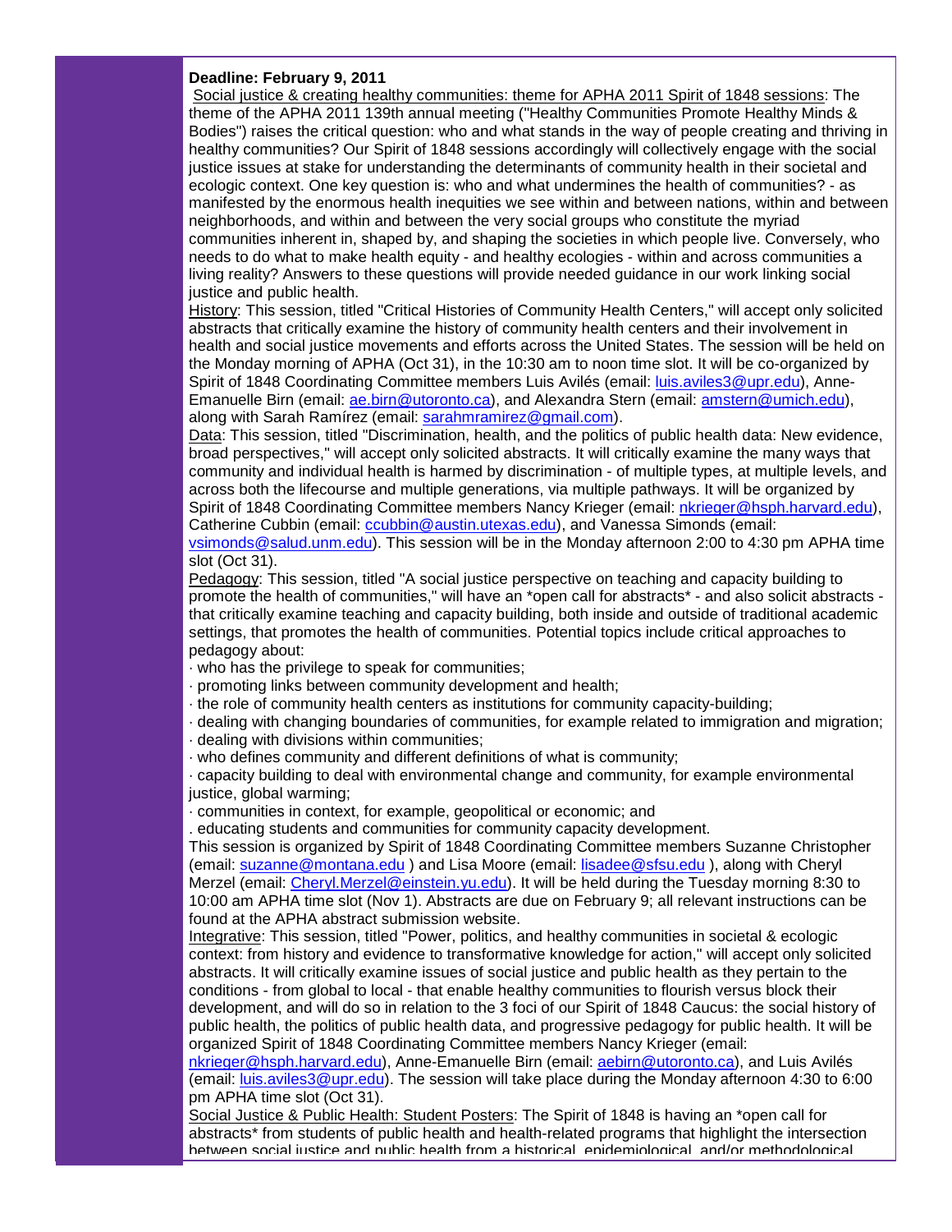**Deadline: February 9, 2011**

Social justice & creating healthy communities: theme for APHA 2011 Spirit of 1848 sessions: The theme of the APHA 2011 139th annual meeting ("Healthy Communities Promote Healthy Minds & Bodies") raises the critical question: who and what stands in the way of people creating and thriving in healthy communities? Our Spirit of 1848 sessions accordingly will collectively engage with the social justice issues at stake for understanding the determinants of community health in their societal and ecologic context. One key question is: who and what undermines the health of communities? - as manifested by the enormous health inequities we see within and between nations, within and between neighborhoods, and within and between the very social groups who constitute the myriad communities inherent in, shaped by, and shaping the societies in which people live. Conversely, who needs to do what to make health equity - and healthy ecologies - within and across communities a living reality? Answers to these questions will provide needed guidance in our work linking social justice and public health.

History: This session, titled "Critical Histories of Community Health Centers," will accept only solicited abstracts that critically examine the history of community health centers and their involvement in health and social justice movements and efforts across the United States. The session will be held on the Monday morning of APHA (Oct 31), in the 10:30 am to noon time slot. It will be co-organized by Spirit of 1848 Coordinating Committee members Luis Avilés (email: luis.aviles3@upr.edu), Anne-Emanuelle Birn (email: ae.birn@utoronto.ca), and Alexandra Stern (email: amstern@umich.edu), along with Sarah Ramírez (email: sarahmramirez@gmail.com).

Data: This session, titled "Discrimination, health, and the politics of public health data: New evidence, broad perspectives," will accept only solicited abstracts. It will critically examine the many ways that community and individual health is harmed by discrimination - of multiple types, at multiple levels, and across both the lifecourse and multiple generations, via multiple pathways. It will be organized by Spirit of 1848 Coordinating Committee members Nancy Krieger (email: nkrieger@hsph.harvard.edu), Catherine Cubbin (email: ccubbin@austin.utexas.edu), and Vanessa Simonds (email: vsimonds@salud.unm.edu). This session will be in the Monday afternoon 2:00 to 4:30 pm APHA time slot (Oct 31).

Pedagogy: This session, titled "A social justice perspective on teaching and capacity building to promote the health of communities," will have an *open call for abstracts* - and also solicit abstracts - that critically examine teaching and capacity building, both inside and outside of traditional academic settings, that promotes the health of communities. Potential topics include critical approaches to pedagogy about:

- who has the privilege to speak for communities;
- promoting links between community development and health;
- the role of community health centers as institutions for community capacity-building;
- dealing with changing boundaries of communities, for example related to immigration and migration;
- dealing with divisions within communities;
- who defines community and different definitions of what is community;
- capacity building to deal with environmental change and community, for example environmental justice, global warming;
- communities in context, for example, geopolitical or economic; and
- educating students and communities for community capacity development.

This session is organized by Spirit of 1848 Coordinating Committee members Suzanne Christopher (email: suzanne@montana.edu ) and Lisa Moore (email: lisadee@sfsu.edu ), along with Cheryl Merzel (email: Cheryl.Merzel@einstein.yu.edu). It will be held during the Tuesday morning 8:30 to 10:00 am APHA time slot (Nov 1). Abstracts are due on February 9; all relevant instructions can be found at the APHA abstract submission website.

Integrative: This session, titled "Power, politics, and healthy communities in societal & ecologic context: from history and evidence to transformative knowledge for action," will accept only solicited abstracts. It will critically examine issues of social justice and public health as they pertain to the conditions - from global to local - that enable healthy communities to flourish versus block their development, and will do so in relation to the 3 foci of our Spirit of 1848 Caucus: the social history of public health, the politics of public health data, and progressive pedagogy for public health. It will be organized Spirit of 1848 Coordinating Committee members Nancy Krieger (email: nkrieger@hsph.harvard.edu), Anne-Emanuelle Birn (email: aebirn@utoronto.ca), and Luis Avilés (email: luis.aviles3@upr.edu). The session will take place during the Monday afternoon 4:30 to 6:00 pm APHA time slot (Oct 31).

Social Justice & Public Health: Student Posters: The Spirit of 1848 is having an *open call for abstracts* from students of public health and health-related programs that highlight the intersection between social justice and public health from a historical, epidemiological, and/or methodological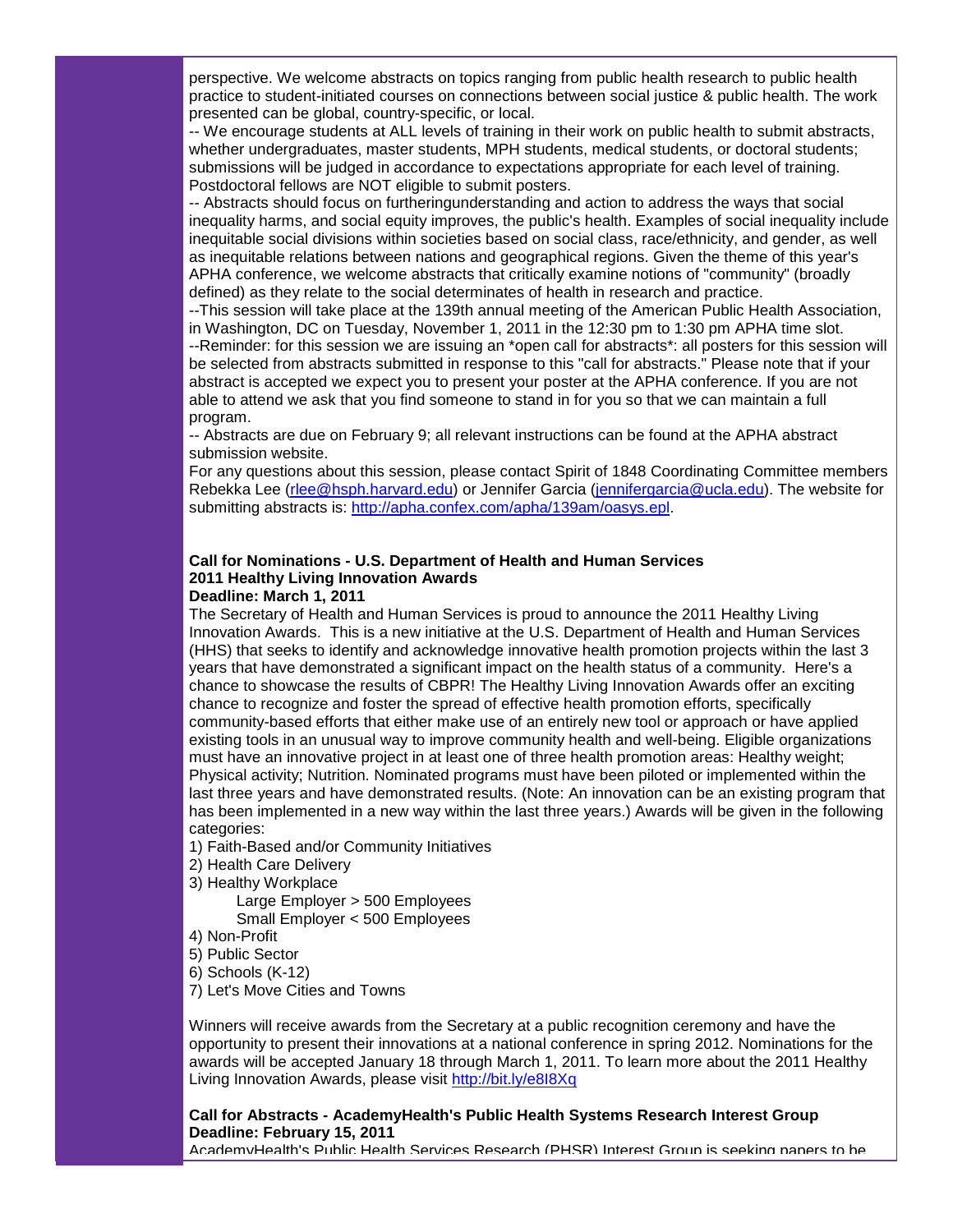perspective. We welcome abstracts on topics ranging from public health research to public health practice to student-initiated courses on connections between social justice & public health. The work presented can be global, country-specific, or local.

-- We encourage students at ALL levels of training in their work on public health to submit abstracts, whether undergraduates, master students, MPH students, medical students, or doctoral students; submissions will be judged in accordance to expectations appropriate for each level of training. Postdoctoral fellows are NOT eligible to submit posters.

-- Abstracts should focus on furtheringunderstanding and action to address the ways that social inequality harms, and social equity improves, the public's health. Examples of social inequality include inequitable social divisions within societies based on social class, race/ethnicity, and gender, as well as inequitable relations between nations and geographical regions. Given the theme of this year's APHA conference, we welcome abstracts that critically examine notions of "community" (broadly defined) as they relate to the social determinates of health in research and practice.

--This session will take place at the 139th annual meeting of the American Public Health Association, in Washington, DC on Tuesday, November 1, 2011 in the 12:30 pm to 1:30 pm APHA time slot.

--Reminder: for this session we are issuing an *open call for abstracts*: all posters for this session will be selected from abstracts submitted in response to this "call for abstracts." Please note that if your abstract is accepted we expect you to present your poster at the APHA conference. If you are not able to attend we ask that you find someone to stand in for you so that we can maintain a full program.

-- Abstracts are due on February 9; all relevant instructions can be found at the APHA abstract submission website.

For any questions about this session, please contact Spirit of 1848 Coordinating Committee members Rebekka Lee (rlee@hsph.harvard.edu) or Jennifer Garcia (jennifergarcia@ucla.edu). The website for submitting abstracts is: http://apha.confex.com/apha/139am/oasys.epl.

**Call for Nominations - U.S. Department of Health and Human Services 2011 Healthy Living Innovation Awards**
**Deadline: March 1, 2011**

The Secretary of Health and Human Services is proud to announce the 2011 Healthy Living Innovation Awards. This is a new initiative at the U.S. Department of Health and Human Services (HHS) that seeks to identify and acknowledge innovative health promotion projects within the last 3 years that have demonstrated a significant impact on the health status of a community. Here's a chance to showcase the results of CBPR! The Healthy Living Innovation Awards offer an exciting chance to recognize and foster the spread of effective health promotion efforts, specifically community-based efforts that either make use of an entirely new tool or approach or have applied existing tools in an unusual way to improve community health and well-being. Eligible organizations must have an innovative project in at least one of three health promotion areas: Healthy weight; Physical activity; Nutrition. Nominated programs must have been piloted or implemented within the last three years and have demonstrated results. (Note: An innovation can be an existing program that has been implemented in a new way within the last three years.) Awards will be given in the following categories:

1) Faith-Based and/or Community Initiatives
2) Health Care Delivery
3) Healthy Workplace
    - Large Employer > 500 Employees
    - Small Employer < 500 Employees
4) Non-Profit
5) Public Sector
6) Schools (K-12)
7) Let's Move Cities and Towns

Winners will receive awards from the Secretary at a public recognition ceremony and have the opportunity to present their innovations at a national conference in spring 2012. Nominations for the awards will be accepted January 18 through March 1, 2011. To learn more about the 2011 Healthy Living Innovation Awards, please visit http://bit.ly/e8I8Xq

**Call for Abstracts - AcademyHealth's Public Health Systems Research Interest Group**
**Deadline: February 15, 2011**

AcademyHealth's Public Health Services Research (PHSR) Interest Group is seeking papers to be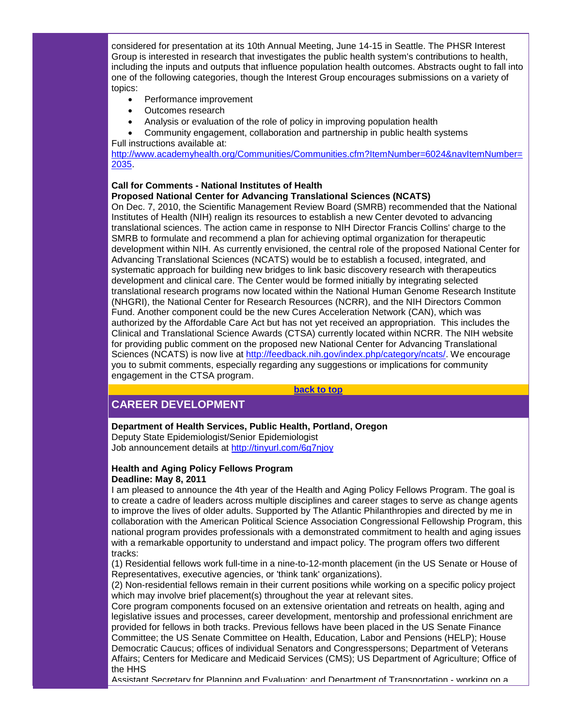considered for presentation at its 10th Annual Meeting, June 14-15 in Seattle. The PHSR Interest Group is interested in research that investigates the public health system's contributions to health, including the inputs and outputs that influence population health outcomes. Abstracts ought to fall into one of the following categories, though the Interest Group encourages submissions on a variety of topics:

- Performance improvement
- Outcomes research
- Analysis or evaluation of the role of policy in improving population health
- Community engagement, collaboration and partnership in public health systems

Full instructions available at:
http://www.academyhealth.org/Communities/Communities.cfm?ItemNumber=6024&navItemNumber=2035.

**Call for Comments - National Institutes of Health**
**Proposed National Center for Advancing Translational Sciences (NCATS)**

On Dec. 7, 2010, the Scientific Management Review Board (SMRB) recommended that the National Institutes of Health (NIH) realign its resources to establish a new Center devoted to advancing translational sciences. The action came in response to NIH Director Francis Collins' charge to the SMRB to formulate and recommend a plan for achieving optimal organization for therapeutic development within NIH. As currently envisioned, the central role of the proposed National Center for Advancing Translational Sciences (NCATS) would be to establish a focused, integrated, and systematic approach for building new bridges to link basic discovery research with therapeutics development and clinical care. The Center would be formed initially by integrating selected translational research programs now located within the National Human Genome Research Institute (NHGRI), the National Center for Research Resources (NCRR), and the NIH Directors Common Fund. Another component could be the new Cures Acceleration Network (CAN), which was authorized by the Affordable Care Act but has not yet received an appropriation. This includes the Clinical and Translational Science Awards (CTSA) currently located within NCRR. The NIH website for providing public comment on the proposed new National Center for Advancing Translational Sciences (NCATS) is now live at http://feedback.nih.gov/index.php/category/ncats/. We encourage you to submit comments, especially regarding any suggestions or implications for community engagement in the CTSA program.

back to top

## CAREER DEVELOPMENT

**Department of Health Services, Public Health, Portland, Oregon**
Deputy State Epidemiologist/Senior Epidemiologist
Job announcement details at http://tinyurl.com/6g7njoy

**Health and Aging Policy Fellows Program**
**Deadline: May 8, 2011**

I am pleased to announce the 4th year of the Health and Aging Policy Fellows Program. The goal is to create a cadre of leaders across multiple disciplines and career stages to serve as change agents to improve the lives of older adults. Supported by The Atlantic Philanthropies and directed by me in collaboration with the American Political Science Association Congressional Fellowship Program, this national program provides professionals with a demonstrated commitment to health and aging issues with a remarkable opportunity to understand and impact policy. The program offers two different tracks:

(1) Residential fellows work full-time in a nine-to-12-month placement (in the US Senate or House of Representatives, executive agencies, or 'think tank' organizations).

(2) Non-residential fellows remain in their current positions while working on a specific policy project which may involve brief placement(s) throughout the year at relevant sites.

Core program components focused on an extensive orientation and retreats on health, aging and legislative issues and processes, career development, mentorship and professional enrichment are provided for fellows in both tracks. Previous fellows have been placed in the US Senate Finance Committee; the US Senate Committee on Health, Education, Labor and Pensions (HELP); House Democratic Caucus; offices of individual Senators and Congresspersons; Department of Veterans Affairs; Centers for Medicare and Medicaid Services (CMS); US Department of Agriculture; Office of the HHS
Assistant Secretary for Planning and Evaluation; and Department of Transportation - working on a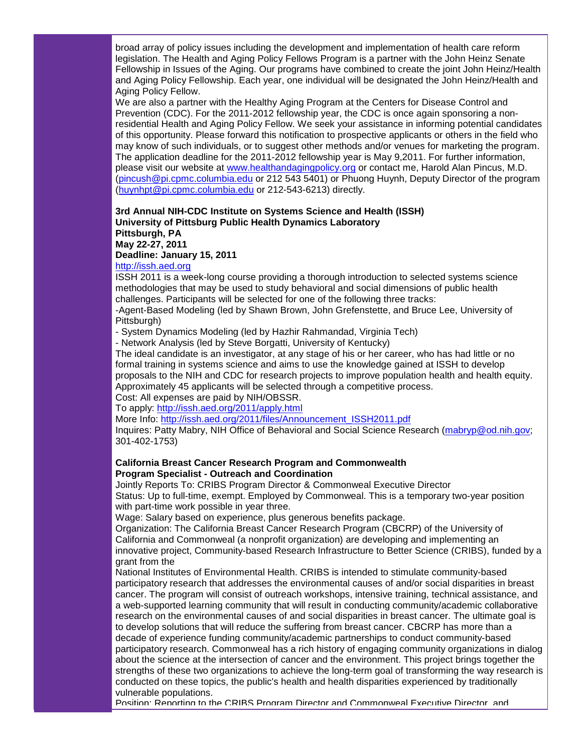broad array of policy issues including the development and implementation of health care reform legislation. The Health and Aging Policy Fellows Program is a partner with the John Heinz Senate Fellowship in Issues of the Aging. Our programs have combined to create the joint John Heinz/Health and Aging Policy Fellowship. Each year, one individual will be designated the John Heinz/Health and Aging Policy Fellow.

We are also a partner with the Healthy Aging Program at the Centers for Disease Control and Prevention (CDC). For the 2011-2012 fellowship year, the CDC is once again sponsoring a non-residential Health and Aging Policy Fellow. We seek your assistance in informing potential candidates of this opportunity. Please forward this notification to prospective applicants or others in the field who may know of such individuals, or to suggest other methods and/or venues for marketing the program. The application deadline for the 2011-2012 fellowship year is May 9,2011. For further information, please visit our website at www.healthandagingpolicy.org or contact me, Harold Alan Pincus, M.D. (pincush@pi.cpmc.columbia.edu or 212 543 5401) or Phuong Huynh, Deputy Director of the program (huynhpt@pi.cpmc.columbia.edu or 212-543-6213) directly.

**3rd Annual NIH-CDC Institute on Systems Science and Health (ISSH)**
**University of Pittsburg Public Health Dynamics Laboratory**
**Pittsburgh, PA**
**May 22-27, 2011**
**Deadline: January 15, 2011**
http://issh.aed.org

ISSH 2011 is a week-long course providing a thorough introduction to selected systems science methodologies that may be used to study behavioral and social dimensions of public health challenges. Participants will be selected for one of the following three tracks:

-Agent-Based Modeling (led by Shawn Brown, John Grefenstette, and Bruce Lee, University of Pittsburgh)

- System Dynamics Modeling (led by Hazhir Rahmandad, Virginia Tech)

- Network Analysis (led by Steve Borgatti, University of Kentucky)

The ideal candidate is an investigator, at any stage of his or her career, who has had little or no formal training in systems science and aims to use the knowledge gained at ISSH to develop proposals to the NIH and CDC for research projects to improve population health and health equity. Approximately 45 applicants will be selected through a competitive process.

Cost: All expenses are paid by NIH/OBSSR.

To apply: http://issh.aed.org/2011/apply.html

More Info: http://issh.aed.org/2011/files/Announcement_ISSH2011.pdf

Inquires: Patty Mabry, NIH Office of Behavioral and Social Science Research (mabryp@od.nih.gov; 301-402-1753)

**California Breast Cancer Research Program and Commonwealth**
**Program Specialist - Outreach and Coordination**

Jointly Reports To: CRIBS Program Director & Commonweal Executive Director

Status: Up to full-time, exempt. Employed by Commonweal. This is a temporary two-year position with part-time work possible in year three.

Wage: Salary based on experience, plus generous benefits package.

Organization: The California Breast Cancer Research Program (CBCRP) of the University of California and Commonweal (a nonprofit organization) are developing and implementing an innovative project, Community-based Research Infrastructure to Better Science (CRIBS), funded by a grant from the
National Institutes of Environmental Health. CRIBS is intended to stimulate community-based participatory research that addresses the environmental causes of and/or social disparities in breast cancer. The program will consist of outreach workshops, intensive training, technical assistance, and a web-supported learning community that will result in conducting community/academic collaborative research on the environmental causes of and social disparities in breast cancer. The ultimate goal is to develop solutions that will reduce the suffering from breast cancer. CBCRP has more than a decade of experience funding community/academic partnerships to conduct community-based participatory research. Commonweal has a rich history of engaging community organizations in dialog about the science at the intersection of cancer and the environment. This project brings together the strengths of these two organizations to achieve the long-term goal of transforming the way research is conducted on these topics, the public's health and health disparities experienced by traditionally vulnerable populations.

Position: Reporting to the CRIBS Program Director and Commonweal Executive Director, and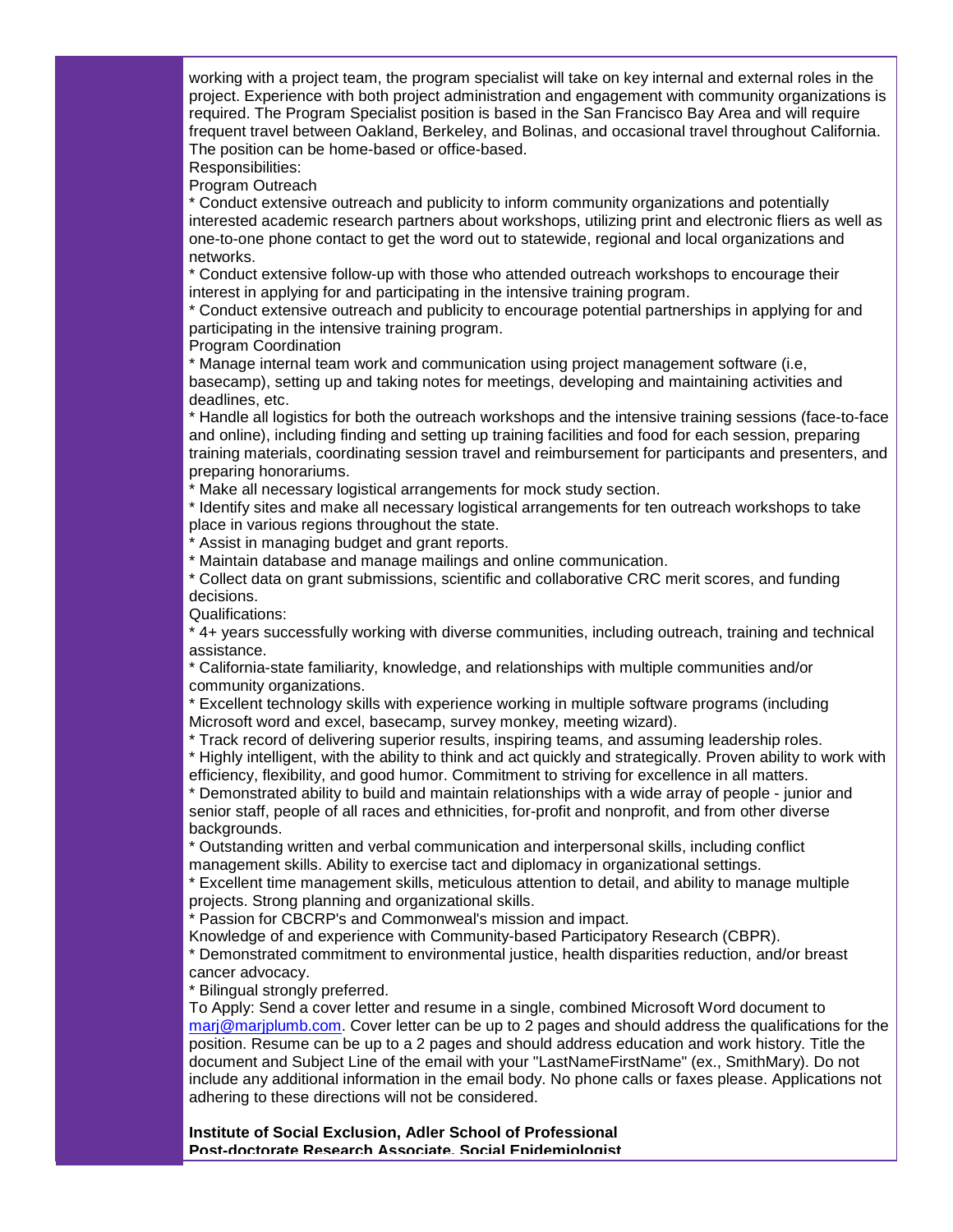working with a project team, the program specialist will take on key internal and external roles in the project. Experience with both project administration and engagement with community organizations is required. The Program Specialist position is based in the San Francisco Bay Area and will require frequent travel between Oakland, Berkeley, and Bolinas, and occasional travel throughout California. The position can be home-based or office-based.

Responsibilities:

Program Outreach

* Conduct extensive outreach and publicity to inform community organizations and potentially interested academic research partners about workshops, utilizing print and electronic fliers as well as one-to-one phone contact to get the word out to statewide, regional and local organizations and networks.
* Conduct extensive follow-up with those who attended outreach workshops to encourage their interest in applying for and participating in the intensive training program.
* Conduct extensive outreach and publicity to encourage potential partnerships in applying for and participating in the intensive training program.

Program Coordination

* Manage internal team work and communication using project management software (i.e, basecamp), setting up and taking notes for meetings, developing and maintaining activities and deadlines, etc.
* Handle all logistics for both the outreach workshops and the intensive training sessions (face-to-face and online), including finding and setting up training facilities and food for each session, preparing training materials, coordinating session travel and reimbursement for participants and presenters, and preparing honorariums.
* Make all necessary logistical arrangements for mock study section.
* Identify sites and make all necessary logistical arrangements for ten outreach workshops to take place in various regions throughout the state.
* Assist in managing budget and grant reports.
* Maintain database and manage mailings and online communication.
* Collect data on grant submissions, scientific and collaborative CRC merit scores, and funding decisions.

Qualifications:

* 4+ years successfully working with diverse communities, including outreach, training and technical assistance.
* California-state familiarity, knowledge, and relationships with multiple communities and/or community organizations.
* Excellent technology skills with experience working in multiple software programs (including Microsoft word and excel, basecamp, survey monkey, meeting wizard).
* Track record of delivering superior results, inspiring teams, and assuming leadership roles.
* Highly intelligent, with the ability to think and act quickly and strategically. Proven ability to work with efficiency, flexibility, and good humor. Commitment to striving for excellence in all matters.
* Demonstrated ability to build and maintain relationships with a wide array of people - junior and senior staff, people of all races and ethnicities, for-profit and nonprofit, and from other diverse backgrounds.
* Outstanding written and verbal communication and interpersonal skills, including conflict management skills. Ability to exercise tact and diplomacy in organizational settings.
* Excellent time management skills, meticulous attention to detail, and ability to manage multiple projects. Strong planning and organizational skills.
* Passion for CBCRP's and Commonweal's mission and impact.

Knowledge of and experience with Community-based Participatory Research (CBPR).

* Demonstrated commitment to environmental justice, health disparities reduction, and/or breast cancer advocacy.
* Bilingual strongly preferred.

To Apply: Send a cover letter and resume in a single, combined Microsoft Word document to marj@marjplumb.com. Cover letter can be up to 2 pages and should address the qualifications for the position. Resume can be up to a 2 pages and should address education and work history. Title the document and Subject Line of the email with your "LastNameFirstName" (ex., SmithMary). Do not include any additional information in the email body. No phone calls or faxes please. Applications not adhering to these directions will not be considered.

**Institute of Social Exclusion, Adler School of Professional**
**Post-doctorate Research Associate, Social Epidemiologist**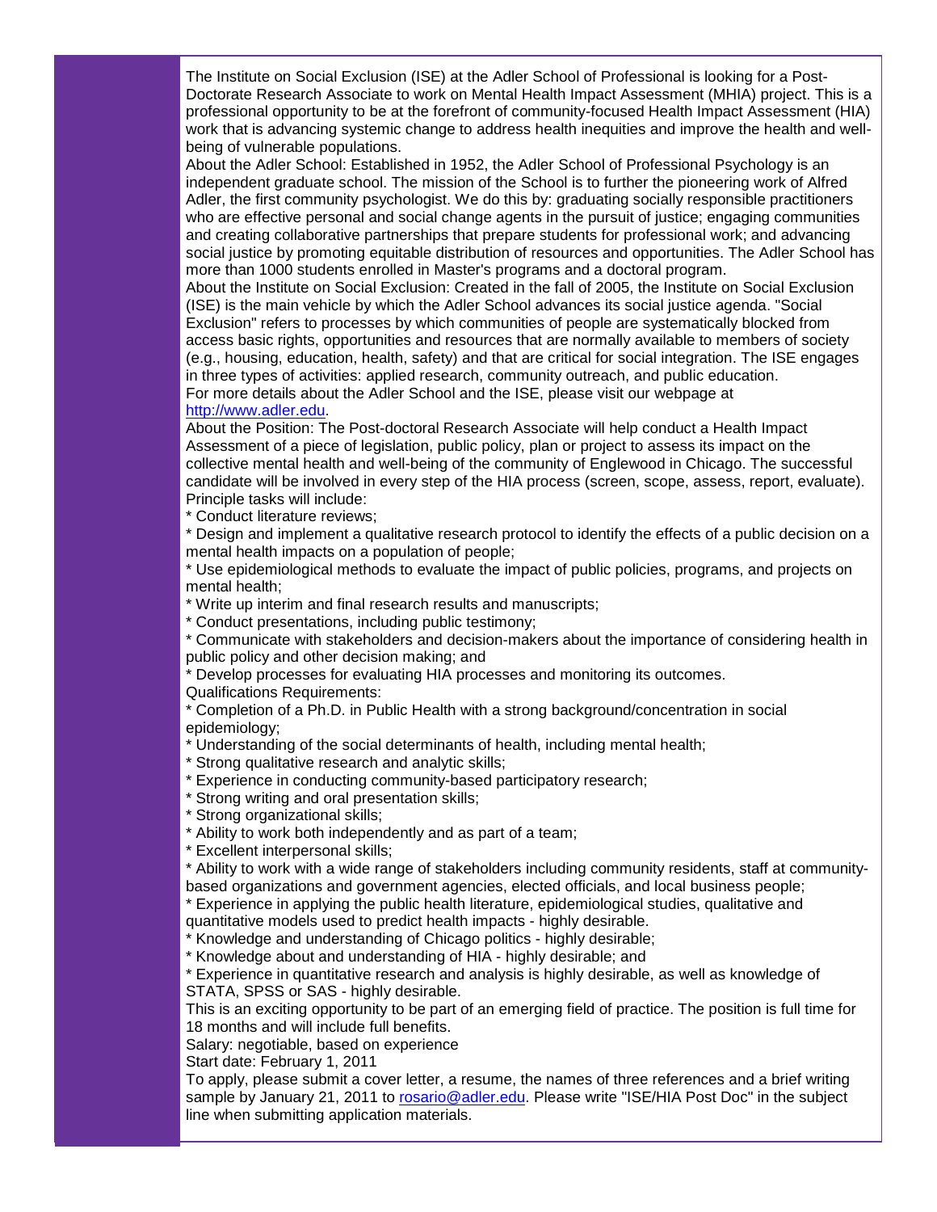The Institute on Social Exclusion (ISE) at the Adler School of Professional is looking for a Post-Doctorate Research Associate to work on Mental Health Impact Assessment (MHIA) project. This is a professional opportunity to be at the forefront of community-focused Health Impact Assessment (HIA) work that is advancing systemic change to address health inequities and improve the health and well-being of vulnerable populations.

About the Adler School: Established in 1952, the Adler School of Professional Psychology is an independent graduate school. The mission of the School is to further the pioneering work of Alfred Adler, the first community psychologist. We do this by: graduating socially responsible practitioners who are effective personal and social change agents in the pursuit of justice; engaging communities and creating collaborative partnerships that prepare students for professional work; and advancing social justice by promoting equitable distribution of resources and opportunities. The Adler School has more than 1000 students enrolled in Master's programs and a doctoral program.

About the Institute on Social Exclusion: Created in the fall of 2005, the Institute on Social Exclusion (ISE) is the main vehicle by which the Adler School advances its social justice agenda. "Social Exclusion" refers to processes by which communities of people are systematically blocked from access basic rights, opportunities and resources that are normally available to members of society (e.g., housing, education, health, safety) and that are critical for social integration. The ISE engages in three types of activities: applied research, community outreach, and public education.

For more details about the Adler School and the ISE, please visit our webpage at [http://www.adler.edu](http://www.adler.edu).

About the Position: The Post-doctoral Research Associate will help conduct a Health Impact Assessment of a piece of legislation, public policy, plan or project to assess its impact on the collective mental health and well-being of the community of Englewood in Chicago. The successful candidate will be involved in every step of the HIA process (screen, scope, assess, report, evaluate). Principle tasks will include:

* Conduct literature reviews;
* Design and implement a qualitative research protocol to identify the effects of a public decision on a mental health impacts on a population of people;
* Use epidemiological methods to evaluate the impact of public policies, programs, and projects on mental health;
* Write up interim and final research results and manuscripts;
* Conduct presentations, including public testimony;
* Communicate with stakeholders and decision-makers about the importance of considering health in public policy and other decision making; and
* Develop processes for evaluating HIA processes and monitoring its outcomes.

Qualifications Requirements:

* Completion of a Ph.D. in Public Health with a strong background/concentration in social epidemiology;
* Understanding of the social determinants of health, including mental health;
* Strong qualitative research and analytic skills;
* Experience in conducting community-based participatory research;
* Strong writing and oral presentation skills;
* Strong organizational skills;
* Ability to work both independently and as part of a team;
* Excellent interpersonal skills;
* Ability to work with a wide range of stakeholders including community residents, staff at community-based organizations and government agencies, elected officials, and local business people;
* Experience in applying the public health literature, epidemiological studies, qualitative and quantitative models used to predict health impacts - highly desirable.
* Knowledge and understanding of Chicago politics - highly desirable;
* Knowledge about and understanding of HIA - highly desirable; and
* Experience in quantitative research and analysis is highly desirable, as well as knowledge of STATA, SPSS or SAS - highly desirable.

This is an exciting opportunity to be part of an emerging field of practice. The position is full time for 18 months and will include full benefits.

Salary: negotiable, based on experience

Start date: February 1, 2011

To apply, please submit a cover letter, a resume, the names of three references and a brief writing sample by January 21, 2011 to [rosario@adler.edu](mailto:rosario@adler.edu). Please write "ISE/HIA Post Doc" in the subject line when submitting application materials.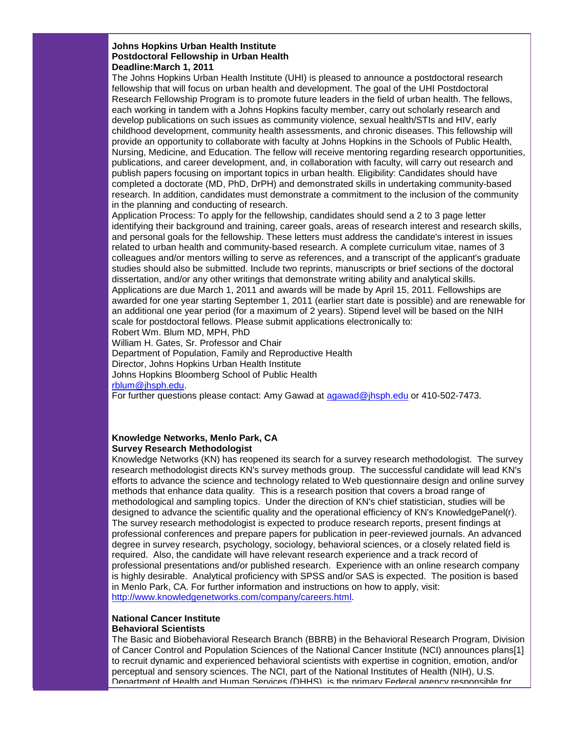**Johns Hopkins Urban Health Institute**
**Postdoctoral Fellowship in Urban Health**
**Deadline:March 1, 2011**

The Johns Hopkins Urban Health Institute (UHI) is pleased to announce a postdoctoral research fellowship that will focus on urban health and development. The goal of the UHI Postdoctoral Research Fellowship Program is to promote future leaders in the field of urban health. The fellows, each working in tandem with a Johns Hopkins faculty member, carry out scholarly research and develop publications on such issues as community violence, sexual health/STIs and HIV, early childhood development, community health assessments, and chronic diseases. This fellowship will provide an opportunity to collaborate with faculty at Johns Hopkins in the Schools of Public Health, Nursing, Medicine, and Education. The fellow will receive mentoring regarding research opportunities, publications, and career development, and, in collaboration with faculty, will carry out research and publish papers focusing on important topics in urban health. Eligibility: Candidates should have completed a doctorate (MD, PhD, DrPH) and demonstrated skills in undertaking community-based research. In addition, candidates must demonstrate a commitment to the inclusion of the community in the planning and conducting of research.

Application Process: To apply for the fellowship, candidates should send a 2 to 3 page letter identifying their background and training, career goals, areas of research interest and research skills, and personal goals for the fellowship. These letters must address the candidate's interest in issues related to urban health and community-based research. A complete curriculum vitae, names of 3 colleagues and/or mentors willing to serve as references, and a transcript of the applicant's graduate studies should also be submitted. Include two reprints, manuscripts or brief sections of the doctoral dissertation, and/or any other writings that demonstrate writing ability and analytical skills. Applications are due March 1, 2011 and awards will be made by April 15, 2011. Fellowships are awarded for one year starting September 1, 2011 (earlier start date is possible) and are renewable for an additional one year period (for a maximum of 2 years). Stipend level will be based on the NIH scale for postdoctoral fellows. Please submit applications electronically to:

Robert Wm. Blum MD, MPH, PhD
William H. Gates, Sr. Professor and Chair
Department of Population, Family and Reproductive Health
Director, Johns Hopkins Urban Health Institute
Johns Hopkins Bloomberg School of Public Health
rblum@jhsph.edu.

For further questions please contact: Amy Gawad at agawad@jhsph.edu or 410-502-7473.

**Knowledge Networks, Menlo Park, CA**
**Survey Research Methodologist**

Knowledge Networks (KN) has reopened its search for a survey research methodologist. The survey research methodologist directs KN's survey methods group. The successful candidate will lead KN's efforts to advance the science and technology related to Web questionnaire design and online survey methods that enhance data quality. This is a research position that covers a broad range of methodological and sampling topics. Under the direction of KN's chief statistician, studies will be designed to advance the scientific quality and the operational efficiency of KN's KnowledgePanel(r). The survey research methodologist is expected to produce research reports, present findings at professional conferences and prepare papers for publication in peer-reviewed journals. An advanced degree in survey research, psychology, sociology, behavioral sciences, or a closely related field is required. Also, the candidate will have relevant research experience and a track record of professional presentations and/or published research. Experience with an online research company is highly desirable. Analytical proficiency with SPSS and/or SAS is expected. The position is based in Menlo Park, CA. For further information and instructions on how to apply, visit: http://www.knowledgenetworks.com/company/careers.html.

**National Cancer Institute**
**Behavioral Scientists**

The Basic and Biobehavioral Research Branch (BBRB) in the Behavioral Research Program, Division of Cancer Control and Population Sciences of the National Cancer Institute (NCI) announces plans[1] to recruit dynamic and experienced behavioral scientists with expertise in cognition, emotion, and/or perceptual and sensory sciences. The NCI, part of the National Institutes of Health (NIH), U.S. Department of Health and Human Services (DHHS), is the primary Federal agency responsible for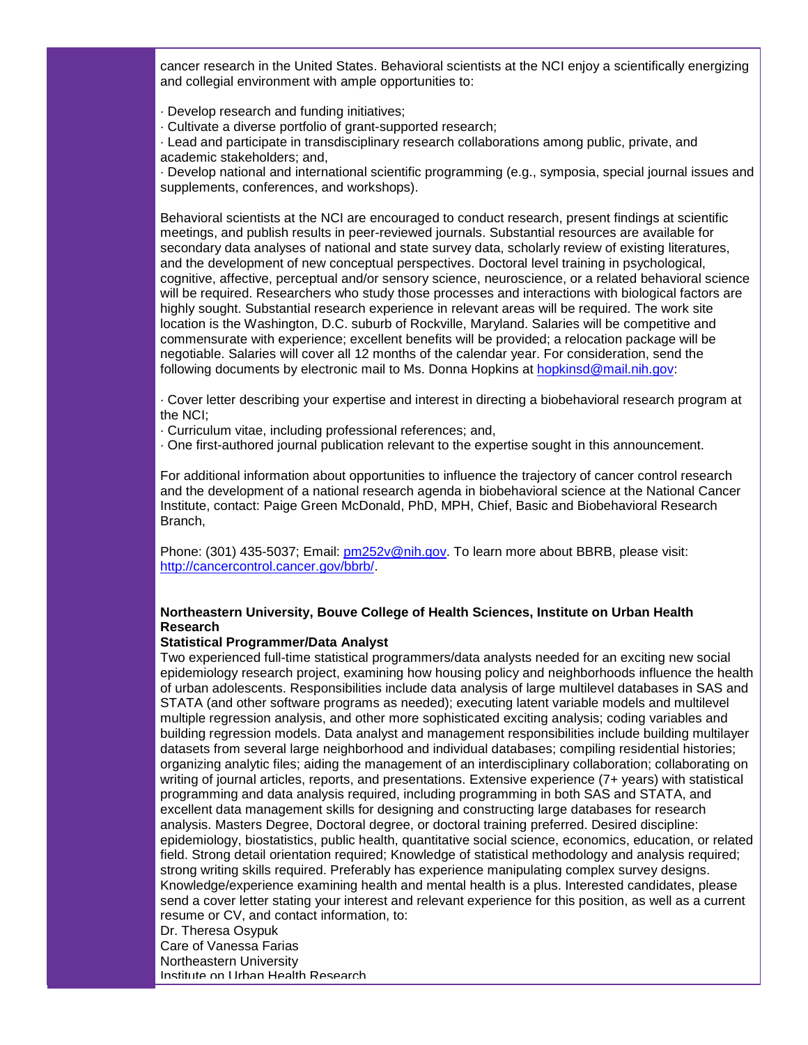cancer research in the United States. Behavioral scientists at the NCI enjoy a scientifically energizing and collegial environment with ample opportunities to:

· Develop research and funding initiatives;
· Cultivate a diverse portfolio of grant-supported research;
· Lead and participate in transdisciplinary research collaborations among public, private, and academic stakeholders; and,
· Develop national and international scientific programming (e.g., symposia, special journal issues and supplements, conferences, and workshops).

Behavioral scientists at the NCI are encouraged to conduct research, present findings at scientific meetings, and publish results in peer-reviewed journals. Substantial resources are available for secondary data analyses of national and state survey data, scholarly review of existing literatures, and the development of new conceptual perspectives. Doctoral level training in psychological, cognitive, affective, perceptual and/or sensory science, neuroscience, or a related behavioral science will be required. Researchers who study those processes and interactions with biological factors are highly sought. Substantial research experience in relevant areas will be required. The work site location is the Washington, D.C. suburb of Rockville, Maryland. Salaries will be competitive and commensurate with experience; excellent benefits will be provided; a relocation package will be negotiable. Salaries will cover all 12 months of the calendar year. For consideration, send the following documents by electronic mail to Ms. Donna Hopkins at hopkinsd@mail.nih.gov:

· Cover letter describing your expertise and interest in directing a biobehavioral research program at the NCI;
· Curriculum vitae, including professional references; and,
· One first-authored journal publication relevant to the expertise sought in this announcement.

For additional information about opportunities to influence the trajectory of cancer control research and the development of a national research agenda in biobehavioral science at the National Cancer Institute, contact: Paige Green McDonald, PhD, MPH, Chief, Basic and Biobehavioral Research Branch,

Phone: (301) 435-5037; Email: pm252v@nih.gov. To learn more about BBRB, please visit: http://cancercontrol.cancer.gov/bbrb/.

**Northeastern University, Bouve College of Health Sciences, Institute on Urban Health Research**
**Statistical Programmer/Data Analyst**
Two experienced full-time statistical programmers/data analysts needed for an exciting new social epidemiology research project, examining how housing policy and neighborhoods influence the health of urban adolescents. Responsibilities include data analysis of large multilevel databases in SAS and STATA (and other software programs as needed); executing latent variable models and multilevel multiple regression analysis, and other more sophisticated exciting analysis; coding variables and building regression models. Data analyst and management responsibilities include building multilayer datasets from several large neighborhood and individual databases; compiling residential histories; organizing analytic files; aiding the management of an interdisciplinary collaboration; collaborating on writing of journal articles, reports, and presentations. Extensive experience (7+ years) with statistical programming and data analysis required, including programming in both SAS and STATA, and excellent data management skills for designing and constructing large databases for research analysis. Masters Degree, Doctoral degree, or doctoral training preferred. Desired discipline: epidemiology, biostatistics, public health, quantitative social science, economics, education, or related field. Strong detail orientation required; Knowledge of statistical methodology and analysis required; strong writing skills required. Preferably has experience manipulating complex survey designs. Knowledge/experience examining health and mental health is a plus. Interested candidates, please send a cover letter stating your interest and relevant experience for this position, as well as a current resume or CV, and contact information, to:
Dr. Theresa Osypuk
Care of Vanessa Farias
Northeastern University
Institute on Urban Health Research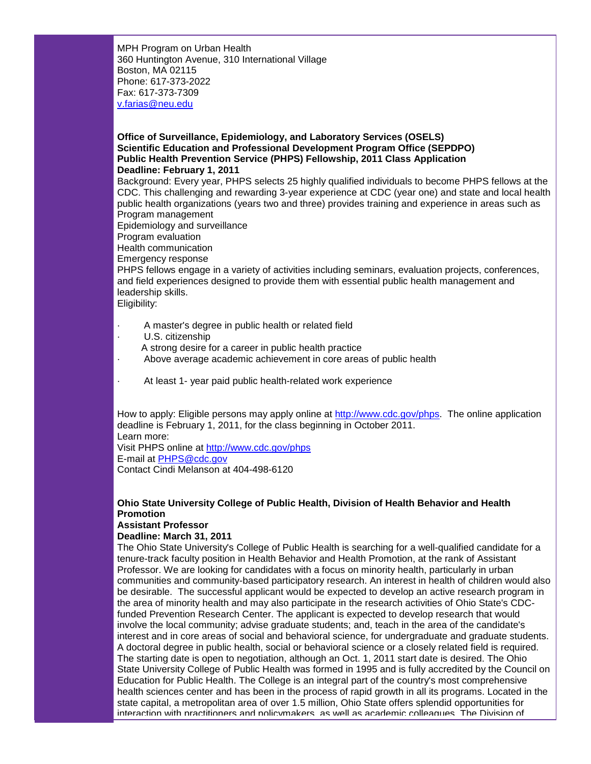MPH Program on Urban Health
360 Huntington Avenue, 310 International Village
Boston, MA 02115
Phone: 617-373-2022
Fax: 617-373-7309
v.farias@neu.edu

**Office of Surveillance, Epidemiology, and Laboratory Services (OSELS)**
**Scientific Education and Professional Development Program Office (SEPDPO)**
**Public Health Prevention Service (PHPS) Fellowship, 2011 Class Application**
**Deadline: February 1, 2011**

Background: Every year, PHPS selects 25 highly qualified individuals to become PHPS fellows at the CDC. This challenging and rewarding 3-year experience at CDC (year one) and state and local health public health organizations (years two and three) provides training and experience in areas such as
Program management
Epidemiology and surveillance
Program evaluation
Health communication
Emergency response
PHPS fellows engage in a variety of activities including seminars, evaluation projects, conferences, and field experiences designed to provide them with essential public health management and leadership skills.
Eligibility:

- A master's degree in public health or related field
- U.S. citizenship
- A strong desire for a career in public health practice
- Above average academic achievement in core areas of public health
- At least 1- year paid public health-related work experience

How to apply: Eligible persons may apply online at http://www.cdc.gov/phps. The online application deadline is February 1, 2011, for the class beginning in October 2011.
Learn more:
Visit PHPS online at http://www.cdc.gov/phps
E-mail at PHPS@cdc.gov
Contact Cindi Melanson at 404-498-6120

**Ohio State University College of Public Health, Division of Health Behavior and Health Promotion**
**Assistant Professor**
**Deadline: March 31, 2011**

The Ohio State University's College of Public Health is searching for a well-qualified candidate for a tenure-track faculty position in Health Behavior and Health Promotion, at the rank of Assistant Professor. We are looking for candidates with a focus on minority health, particularly in urban communities and community-based participatory research. An interest in health of children would also be desirable. The successful applicant would be expected to develop an active research program in the area of minority health and may also participate in the research activities of Ohio State's CDC-funded Prevention Research Center. The applicant is expected to develop research that would involve the local community; advise graduate students; and, teach in the area of the candidate's interest and in core areas of social and behavioral science, for undergraduate and graduate students. A doctoral degree in public health, social or behavioral science or a closely related field is required. The starting date is open to negotiation, although an Oct. 1, 2011 start date is desired. The Ohio State University College of Public Health was formed in 1995 and is fully accredited by the Council on Education for Public Health. The College is an integral part of the country's most comprehensive health sciences center and has been in the process of rapid growth in all its programs. Located in the state capital, a metropolitan area of over 1.5 million, Ohio State offers splendid opportunities for interaction with practitioners and policymakers, as well as academic colleagues. The Division of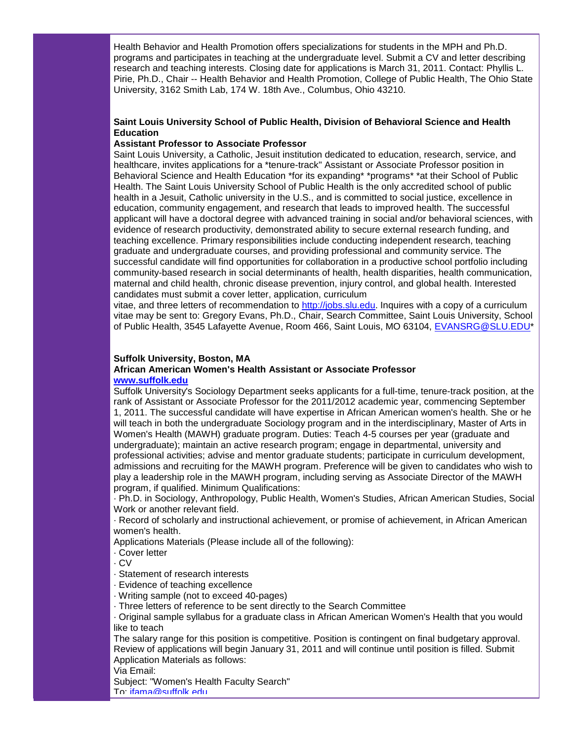Health Behavior and Health Promotion offers specializations for students in the MPH and Ph.D. programs and participates in teaching at the undergraduate level. Submit a CV and letter describing research and teaching interests. Closing date for applications is March 31, 2011. Contact: Phyllis L. Pirie, Ph.D., Chair -- Health Behavior and Health Promotion, College of Public Health, The Ohio State University, 3162 Smith Lab, 174 W. 18th Ave., Columbus, Ohio 43210.

**Saint Louis University School of Public Health, Division of Behavioral Science and Health Education**
**Assistant Professor to Associate Professor**

Saint Louis University, a Catholic, Jesuit institution dedicated to education, research, service, and healthcare, invites applications for a *tenure-track" Assistant or Associate Professor position in Behavioral Science and Health Education *for its expanding* *programs* *at their School of Public Health. The Saint Louis University School of Public Health is the only accredited school of public health in a Jesuit, Catholic university in the U.S., and is committed to social justice, excellence in education, community engagement, and research that leads to improved health. The successful applicant will have a doctoral degree with advanced training in social and/or behavioral sciences, with evidence of research productivity, demonstrated ability to secure external research funding, and teaching excellence. Primary responsibilities include conducting independent research, teaching graduate and undergraduate courses, and providing professional and community service. The successful candidate will find opportunities for collaboration in a productive school portfolio including community-based research in social determinants of health, health disparities, health communication, maternal and child health, chronic disease prevention, injury control, and global health. Interested candidates must submit a cover letter, application, curriculum
vitae, and three letters of recommendation to http://jobs.slu.edu. Inquires with a copy of a curriculum vitae may be sent to: Gregory Evans, Ph.D., Chair, Search Committee, Saint Louis University, School of Public Health, 3545 Lafayette Avenue, Room 466, Saint Louis, MO 63104, EVANSRG@SLU.EDU*

**Suffolk University, Boston, MA**
**African American Women's Health Assistant or Associate Professor**
**www.suffolk.edu**

Suffolk University's Sociology Department seeks applicants for a full-time, tenure-track position, at the rank of Assistant or Associate Professor for the 2011/2012 academic year, commencing September 1, 2011. The successful candidate will have expertise in African American women's health. She or he will teach in both the undergraduate Sociology program and in the interdisciplinary, Master of Arts in Women's Health (MAWH) graduate program. Duties: Teach 4-5 courses per year (graduate and undergraduate); maintain an active research program; engage in departmental, university and professional activities; advise and mentor graduate students; participate in curriculum development, admissions and recruiting for the MAWH program. Preference will be given to candidates who wish to play a leadership role in the MAWH program, including serving as Associate Director of the MAWH program, if qualified. Minimum Qualifications:

· Ph.D. in Sociology, Anthropology, Public Health, Women's Studies, African American Studies, Social Work or another relevant field.
· Record of scholarly and instructional achievement, or promise of achievement, in African American women's health.

Applications Materials (Please include all of the following):

· Cover letter
· CV
· Statement of research interests
· Evidence of teaching excellence
· Writing sample (not to exceed 40-pages)
· Three letters of reference to be sent directly to the Search Committee
· Original sample syllabus for a graduate class in African American Women's Health that you would like to teach

The salary range for this position is competitive. Position is contingent on final budgetary approval. Review of applications will begin January 31, 2011 and will continue until position is filled. Submit Application Materials as follows:

Via Email:
Subject: "Women's Health Faculty Search"
To: ifama@suffolk.edu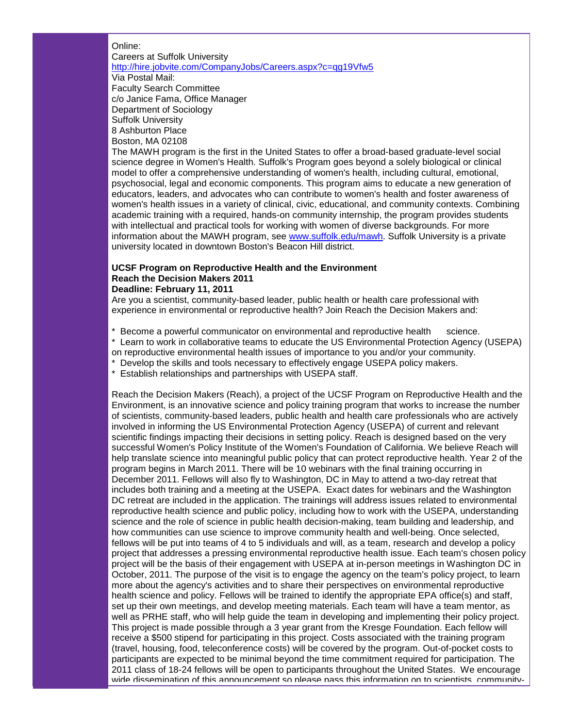Online:
Careers at Suffolk University
http://hire.jobvite.com/CompanyJobs/Careers.aspx?c=qg19Vfw5
Via Postal Mail:
Faculty Search Committee
c/o Janice Fama, Office Manager
Department of Sociology
Suffolk University
8 Ashburton Place
Boston, MA 02108

The MAWH program is the first in the United States to offer a broad-based graduate-level social science degree in Women's Health. Suffolk's Program goes beyond a solely biological or clinical model to offer a comprehensive understanding of women's health, including cultural, emotional, psychosocial, legal and economic components. This program aims to educate a new generation of educators, leaders, and advocates who can contribute to women's health and foster awareness of women's health issues in a variety of clinical, civic, educational, and community contexts. Combining academic training with a required, hands-on community internship, the program provides students with intellectual and practical tools for working with women of diverse backgrounds. For more information about the MAWH program, see www.suffolk.edu/mawh. Suffolk University is a private university located in downtown Boston's Beacon Hill district.

**UCSF Program on Reproductive Health and the Environment**
**Reach the Decision Makers 2011**
**Deadline: February 11, 2011**

Are you a scientist, community-based leader, public health or health care professional with experience in environmental or reproductive health? Join Reach the Decision Makers and:

* Become a powerful communicator on environmental and reproductive health science.
* Learn to work in collaborative teams to educate the US Environmental Protection Agency (USEPA) on reproductive environmental health issues of importance to you and/or your community.
* Develop the skills and tools necessary to effectively engage USEPA policy makers.
* Establish relationships and partnerships with USEPA staff.

Reach the Decision Makers (Reach), a project of the UCSF Program on Reproductive Health and the Environment, is an innovative science and policy training program that works to increase the number of scientists, community-based leaders, public health and health care professionals who are actively involved in informing the US Environmental Protection Agency (USEPA) of current and relevant scientific findings impacting their decisions in setting policy. Reach is designed based on the very successful Women's Policy Institute of the Women's Foundation of California. We believe Reach will help translate science into meaningful public policy that can protect reproductive health. Year 2 of the program begins in March 2011. There will be 10 webinars with the final training occurring in December 2011. Fellows will also fly to Washington, DC in May to attend a two-day retreat that includes both training and a meeting at the USEPA. Exact dates for webinars and the Washington DC retreat are included in the application. The trainings will address issues related to environmental reproductive health science and public policy, including how to work with the USEPA, understanding science and the role of science in public health decision-making, team building and leadership, and how communities can use science to improve community health and well-being. Once selected, fellows will be put into teams of 4 to 5 individuals and will, as a team, research and develop a policy project that addresses a pressing environmental reproductive health issue. Each team's chosen policy project will be the basis of their engagement with USEPA at in-person meetings in Washington DC in October, 2011. The purpose of the visit is to engage the agency on the team's policy project, to learn more about the agency's activities and to share their perspectives on environmental reproductive health science and policy. Fellows will be trained to identify the appropriate EPA office(s) and staff, set up their own meetings, and develop meeting materials. Each team will have a team mentor, as well as PRHE staff, who will help guide the team in developing and implementing their policy project. This project is made possible through a 3 year grant from the Kresge Foundation. Each fellow will receive a $500 stipend for participating in this project. Costs associated with the training program (travel, housing, food, teleconference costs) will be covered by the program. Out-of-pocket costs to participants are expected to be minimal beyond the time commitment required for participation. The 2011 class of 18-24 fellows will be open to participants throughout the United States. We encourage wide dissemination of this announcement so please pass this information on to scientists, community-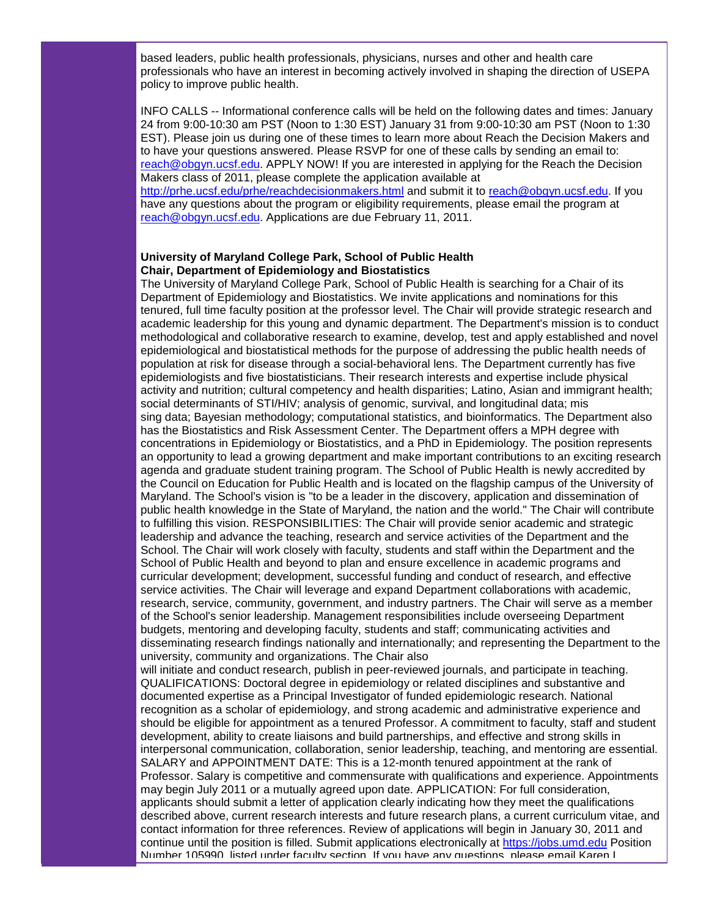based leaders, public health professionals, physicians, nurses and other and health care professionals who have an interest in becoming actively involved in shaping the direction of USEPA policy to improve public health.

INFO CALLS -- Informational conference calls will be held on the following dates and times: January 24 from 9:00-10:30 am PST (Noon to 1:30 EST) January 31 from 9:00-10:30 am PST (Noon to 1:30 EST). Please join us during one of these times to learn more about Reach the Decision Makers and to have your questions answered. Please RSVP for one of these calls by sending an email to: reach@obgyn.ucsf.edu. APPLY NOW! If you are interested in applying for the Reach the Decision Makers class of 2011, please complete the application available at http://prhe.ucsf.edu/prhe/reachdecisionmakers.html and submit it to reach@obgyn.ucsf.edu. If you have any questions about the program or eligibility requirements, please email the program at reach@obgyn.ucsf.edu. Applications are due February 11, 2011.

**University of Maryland College Park, School of Public Health**
**Chair, Department of Epidemiology and Biostatistics**

The University of Maryland College Park, School of Public Health is searching for a Chair of its Department of Epidemiology and Biostatistics. We invite applications and nominations for this tenured, full time faculty position at the professor level. The Chair will provide strategic research and academic leadership for this young and dynamic department. The Department's mission is to conduct methodological and collaborative research to examine, develop, test and apply established and novel epidemiological and biostatistical methods for the purpose of addressing the public health needs of population at risk for disease through a social-behavioral lens. The Department currently has five epidemiologists and five biostatisticians. Their research interests and expertise include physical activity and nutrition; cultural competency and health disparities; Latino, Asian and immigrant health; social determinants of STI/HIV; analysis of genomic, survival, and longitudinal data; mis sing data; Bayesian methodology; computational statistics, and bioinformatics. The Department also has the Biostatistics and Risk Assessment Center. The Department offers a MPH degree with concentrations in Epidemiology or Biostatistics, and a PhD in Epidemiology. The position represents an opportunity to lead a growing department and make important contributions to an exciting research agenda and graduate student training program. The School of Public Health is newly accredited by the Council on Education for Public Health and is located on the flagship campus of the University of Maryland. The School's vision is "to be a leader in the discovery, application and dissemination of public health knowledge in the State of Maryland, the nation and the world." The Chair will contribute to fulfilling this vision. RESPONSIBILITIES: The Chair will provide senior academic and strategic leadership and advance the teaching, research and service activities of the Department and the School. The Chair will work closely with faculty, students and staff within the Department and the School of Public Health and beyond to plan and ensure excellence in academic programs and curricular development; development, successful funding and conduct of research, and effective service activities. The Chair will leverage and expand Department collaborations with academic, research, service, community, government, and industry partners. The Chair will serve as a member of the School's senior leadership. Management responsibilities include overseeing Department budgets, mentoring and developing faculty, students and staff; communicating activities and disseminating research findings nationally and internationally; and representing the Department to the university, community and organizations. The Chair also will initiate and conduct research, publish in peer-reviewed journals, and participate in teaching. QUALIFICATIONS: Doctoral degree in epidemiology or related disciplines and substantive and documented expertise as a Principal Investigator of funded epidemiologic research. National recognition as a scholar of epidemiology, and strong academic and administrative experience and should be eligible for appointment as a tenured Professor. A commitment to faculty, staff and student development, ability to create liaisons and build partnerships, and effective and strong skills in interpersonal communication, collaboration, senior leadership, teaching, and mentoring are essential. SALARY and APPOINTMENT DATE: This is a 12-month tenured appointment at the rank of Professor. Salary is competitive and commensurate with qualifications and experience. Appointments may begin July 2011 or a mutually agreed upon date. APPLICATION: For full consideration, applicants should submit a letter of application clearly indicating how they meet the qualifications described above, current research interests and future research plans, a current curriculum vitae, and contact information for three references. Review of applications will begin in January 30, 2011 and continue until the position is filled. Submit applications electronically at https://jobs.umd.edu Position Number 105990, listed under faculty section. If you have any questions, please email Karen I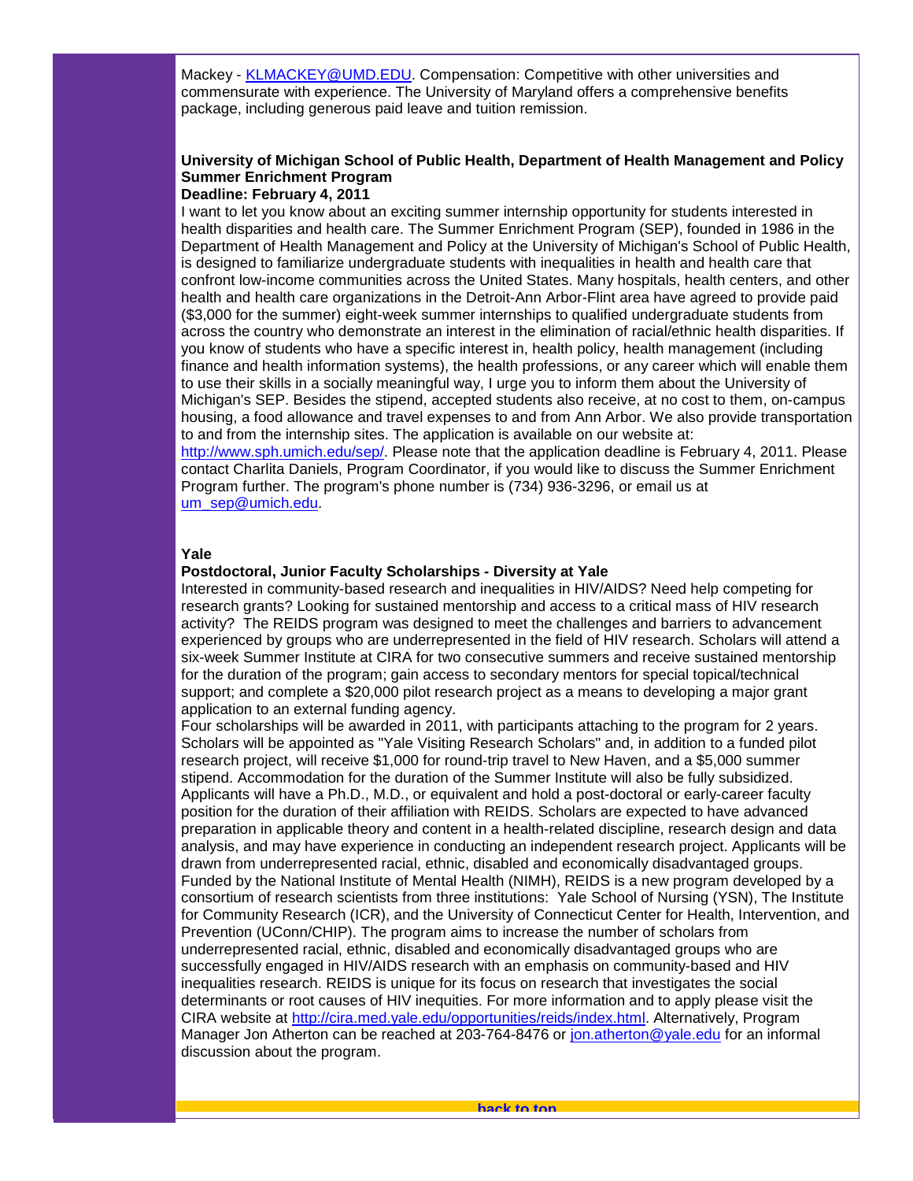Mackey - [KLMACKEY@UMD.EDU](mailto:KLMACKEY@UMD.EDU). Compensation: Competitive with other universities and commensurate with experience. The University of Maryland offers a comprehensive benefits package, including generous paid leave and tuition remission.

**University of Michigan School of Public Health, Department of Health Management and Policy Summer Enrichment Program**
**Deadline: February 4, 2011**

I want to let you know about an exciting summer internship opportunity for students interested in health disparities and health care. The Summer Enrichment Program (SEP), founded in 1986 in the Department of Health Management and Policy at the University of Michigan's School of Public Health, is designed to familiarize undergraduate students with inequalities in health and health care that confront low-income communities across the United States. Many hospitals, health centers, and other health and health care organizations in the Detroit-Ann Arbor-Flint area have agreed to provide paid ($3,000 for the summer) eight-week summer internships to qualified undergraduate students from across the country who demonstrate an interest in the elimination of racial/ethnic health disparities. If you know of students who have a specific interest in, health policy, health management (including finance and health information systems), the health professions, or any career which will enable them to use their skills in a socially meaningful way, I urge you to inform them about the University of Michigan's SEP. Besides the stipend, accepted students also receive, at no cost to them, on-campus housing, a food allowance and travel expenses to and from Ann Arbor. We also provide transportation to and from the internship sites. The application is available on our website at: [http://www.sph.umich.edu/sep/](http://www.sph.umich.edu/sep/). Please note that the application deadline is February 4, 2011. Please contact Charlita Daniels, Program Coordinator, if you would like to discuss the Summer Enrichment Program further. The program's phone number is (734) 936-3296, or email us at [um_sep@umich.edu](mailto:um_sep@umich.edu).

**Yale**
**Postdoctoral, Junior Faculty Scholarships - Diversity at Yale**

Interested in community-based research and inequalities in HIV/AIDS? Need help competing for research grants? Looking for sustained mentorship and access to a critical mass of HIV research activity? The REIDS program was designed to meet the challenges and barriers to advancement experienced by groups who are underrepresented in the field of HIV research. Scholars will attend a six-week Summer Institute at CIRA for two consecutive summers and receive sustained mentorship for the duration of the program; gain access to secondary mentors for special topical/technical support; and complete a $20,000 pilot research project as a means to developing a major grant application to an external funding agency.

Four scholarships will be awarded in 2011, with participants attaching to the program for 2 years. Scholars will be appointed as "Yale Visiting Research Scholars" and, in addition to a funded pilot research project, will receive $1,000 for round-trip travel to New Haven, and a $5,000 summer stipend. Accommodation for the duration of the Summer Institute will also be fully subsidized. Applicants will have a Ph.D., M.D., or equivalent and hold a post-doctoral or early-career faculty position for the duration of their affiliation with REIDS. Scholars are expected to have advanced preparation in applicable theory and content in a health-related discipline, research design and data analysis, and may have experience in conducting an independent research project. Applicants will be drawn from underrepresented racial, ethnic, disabled and economically disadvantaged groups. Funded by the National Institute of Mental Health (NIMH), REIDS is a new program developed by a consortium of research scientists from three institutions: Yale School of Nursing (YSN), The Institute for Community Research (ICR), and the University of Connecticut Center for Health, Intervention, and Prevention (UConn/CHIP). The program aims to increase the number of scholars from underrepresented racial, ethnic, disabled and economically disadvantaged groups who are successfully engaged in HIV/AIDS research with an emphasis on community-based and HIV inequalities research. REIDS is unique for its focus on research that investigates the social determinants or root causes of HIV inequities. For more information and to apply please visit the CIRA website at [http://cira.med.yale.edu/opportunities/reids/index.html](http://cira.med.yale.edu/opportunities/reids/index.html). Alternatively, Program Manager Jon Atherton can be reached at 203-764-8476 or [jon.atherton@yale.edu](mailto:jon.atherton@yale.edu) for an informal discussion about the program.

**back to top**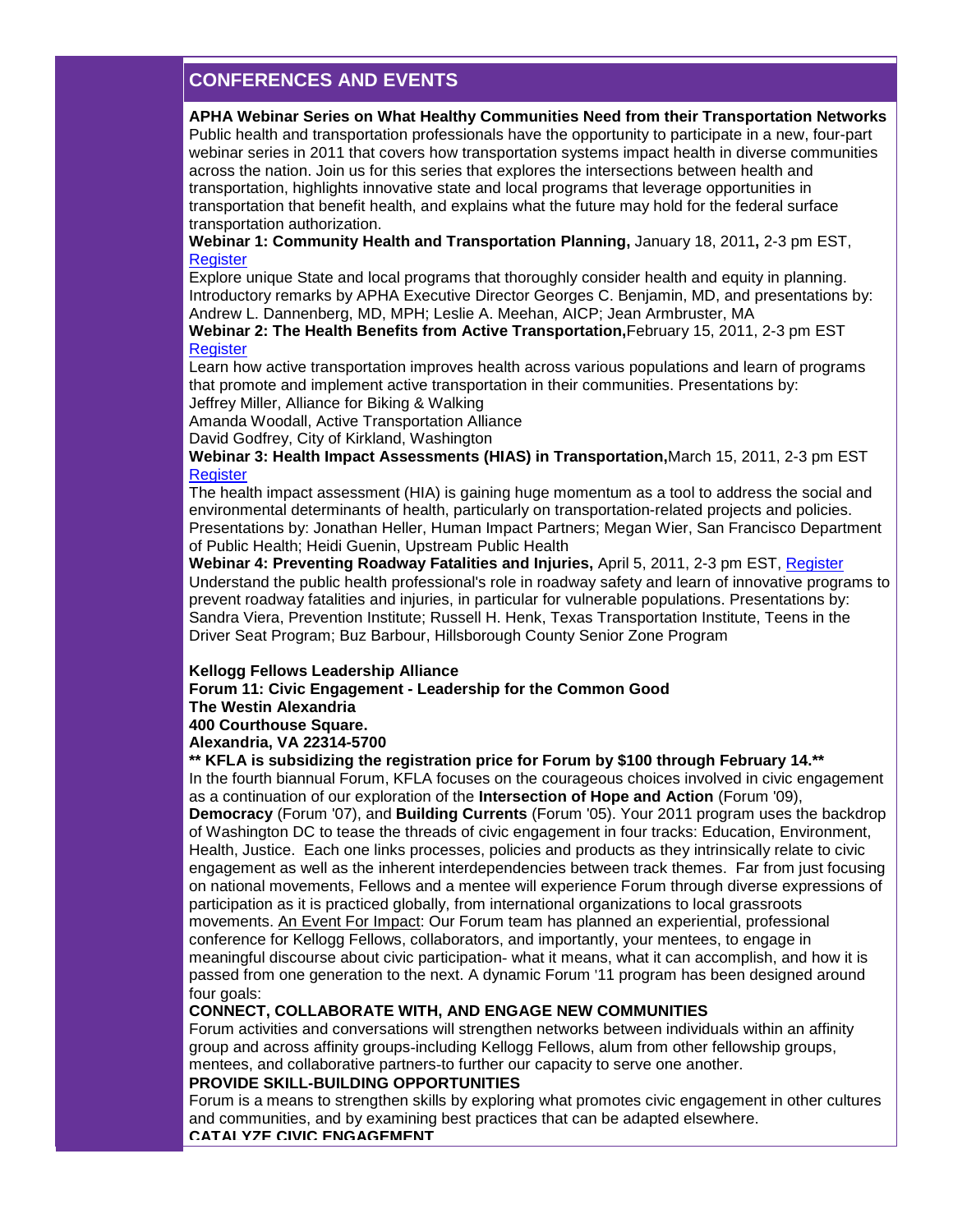## CONFERENCES AND EVENTS

**APHA Webinar Series on What Healthy Communities Need from their Transportation Networks**
Public health and transportation professionals have the opportunity to participate in a new, four-part webinar series in 2011 that covers how transportation systems impact health in diverse communities across the nation. Join us for this series that explores the intersections between health and transportation, highlights innovative state and local programs that leverage opportunities in transportation that benefit health, and explains what the future may hold for the federal surface transportation authorization.

**Webinar 1: Community Health and Transportation Planning,** January 18, 2011**,** 2-3 pm EST, Register
Explore unique State and local programs that thoroughly consider health and equity in planning. Introductory remarks by APHA Executive Director Georges C. Benjamin, MD, and presentations by: Andrew L. Dannenberg, MD, MPH; Leslie A. Meehan, AICP; Jean Armbruster, MA

**Webinar 2: The Health Benefits from Active Transportation,**February 15, 2011, 2-3 pm EST Register
Learn how active transportation improves health across various populations and learn of programs that promote and implement active transportation in their communities. Presentations by:
Jeffrey Miller, Alliance for Biking & Walking
Amanda Woodall, Active Transportation Alliance
David Godfrey, City of Kirkland, Washington

**Webinar 3: Health Impact Assessments (HIAS) in Transportation,**March 15, 2011, 2-3 pm EST Register
The health impact assessment (HIA) is gaining huge momentum as a tool to address the social and environmental determinants of health, particularly on transportation-related projects and policies. Presentations by: Jonathan Heller, Human Impact Partners; Megan Wier, San Francisco Department of Public Health; Heidi Guenin, Upstream Public Health

**Webinar 4: Preventing Roadway Fatalities and Injuries,** April 5, 2011, 2-3 pm EST, Register
Understand the public health professional's role in roadway safety and learn of innovative programs to prevent roadway fatalities and injuries, in particular for vulnerable populations. Presentations by: Sandra Viera, Prevention Institute; Russell H. Henk, Texas Transportation Institute, Teens in the Driver Seat Program; Buz Barbour, Hillsborough County Senior Zone Program

**Kellogg Fellows Leadership Alliance**
**Forum 11: Civic Engagement - Leadership for the Common Good**
**The Westin Alexandria**
**400 Courthouse Square.**
**Alexandria, VA 22314-5700**
**** KFLA is subsidizing the registration price for Forum by $100 through February 14.****
In the fourth biannual Forum, KFLA focuses on the courageous choices involved in civic engagement as a continuation of our exploration of the **Intersection of Hope and Action** (Forum '09), **Democracy** (Forum '07), and **Building Currents** (Forum '05). Your 2011 program uses the backdrop of Washington DC to tease the threads of civic engagement in four tracks: Education, Environment, Health, Justice. Each one links processes, policies and products as they intrinsically relate to civic engagement as well as the inherent interdependencies between track themes. Far from just focusing on national movements, Fellows and a mentee will experience Forum through diverse expressions of participation as it is practiced globally, from international organizations to local grassroots movements. An Event For Impact: Our Forum team has planned an experiential, professional conference for Kellogg Fellows, collaborators, and importantly, your mentees, to engage in meaningful discourse about civic participation- what it means, what it can accomplish, and how it is passed from one generation to the next. A dynamic Forum '11 program has been designed around four goals:

**CONNECT, COLLABORATE WITH, AND ENGAGE NEW COMMUNITIES**
Forum activities and conversations will strengthen networks between individuals within an affinity group and across affinity groups-including Kellogg Fellows, alum from other fellowship groups, mentees, and collaborative partners-to further our capacity to serve one another.

**PROVIDE SKILL-BUILDING OPPORTUNITIES**
Forum is a means to strengthen skills by exploring what promotes civic engagement in other cultures and communities, and by examining best practices that can be adapted elsewhere.

**CATALYZE CIVIC ENGAGEMENT**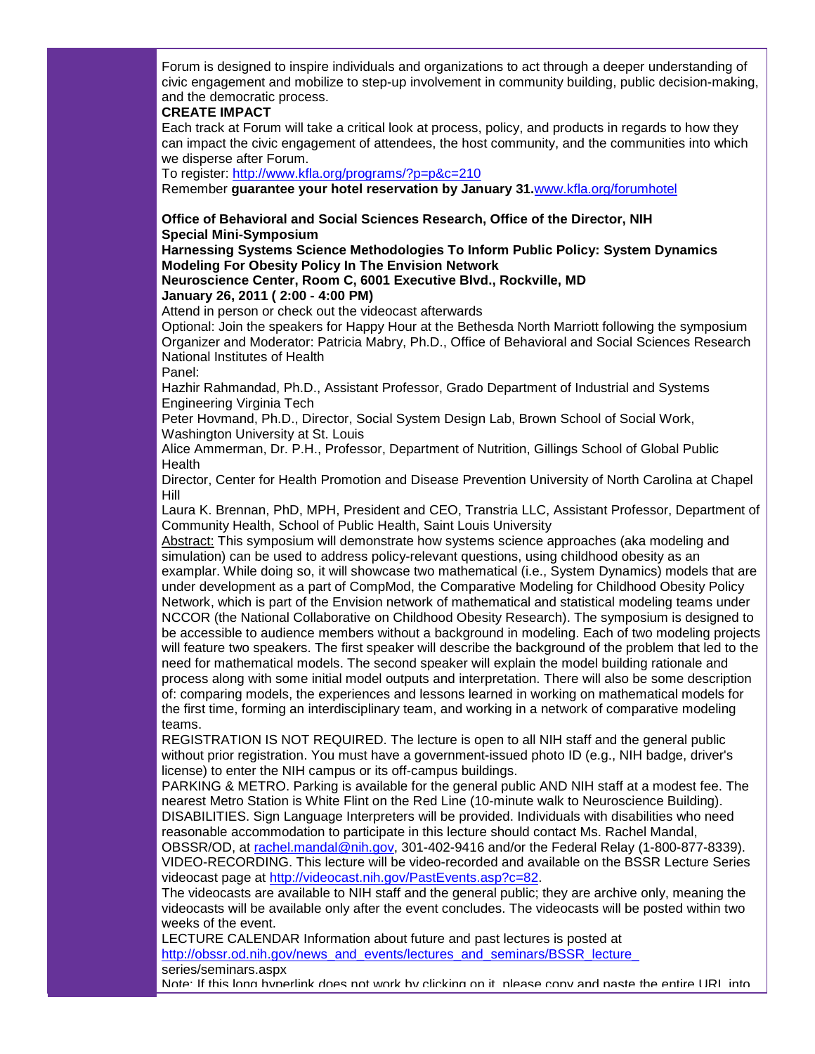Forum is designed to inspire individuals and organizations to act through a deeper understanding of civic engagement and mobilize to step-up involvement in community building, public decision-making, and the democratic process.

**CREATE IMPACT**

Each track at Forum will take a critical look at process, policy, and products in regards to how they can impact the civic engagement of attendees, the host community, and the communities into which we disperse after Forum.

To register: http://www.kfla.org/programs/?p=p&c=210

Remember **guarantee your hotel reservation by January 31.** www.kfla.org/forumhotel

**Office of Behavioral and Social Sciences Research, Office of the Director, NIH**
**Special Mini-Symposium**
**Harnessing Systems Science Methodologies To Inform Public Policy: System Dynamics Modeling For Obesity Policy In The Envision Network**
**Neuroscience Center, Room C, 6001 Executive Blvd., Rockville, MD**
**January 26, 2011 ( 2:00 - 4:00 PM)**

Attend in person or check out the videocast afterwards

Optional: Join the speakers for Happy Hour at the Bethesda North Marriott following the symposium

Organizer and Moderator: Patricia Mabry, Ph.D., Office of Behavioral and Social Sciences Research National Institutes of Health

Panel:

Hazhir Rahmandad, Ph.D., Assistant Professor, Grado Department of Industrial and Systems Engineering Virginia Tech

Peter Hovmand, Ph.D., Director, Social System Design Lab, Brown School of Social Work, Washington University at St. Louis

Alice Ammerman, Dr. P.H., Professor, Department of Nutrition, Gillings School of Global Public Health

Director, Center for Health Promotion and Disease Prevention University of North Carolina at Chapel Hill

Laura K. Brennan, PhD, MPH, President and CEO, Transtria LLC, Assistant Professor, Department of Community Health, School of Public Health, Saint Louis University

Abstract: This symposium will demonstrate how systems science approaches (aka modeling and simulation) can be used to address policy-relevant questions, using childhood obesity as an examplar. While doing so, it will showcase two mathematical (i.e., System Dynamics) models that are under development as a part of CompMod, the Comparative Modeling for Childhood Obesity Policy Network, which is part of the Envision network of mathematical and statistical modeling teams under NCCOR (the National Collaborative on Childhood Obesity Research). The symposium is designed to be accessible to audience members without a background in modeling. Each of two modeling projects will feature two speakers. The first speaker will describe the background of the problem that led to the need for mathematical models. The second speaker will explain the model building rationale and process along with some initial model outputs and interpretation. There will also be some description of: comparing models, the experiences and lessons learned in working on mathematical models for the first time, forming an interdisciplinary team, and working in a network of comparative modeling teams.

REGISTRATION IS NOT REQUIRED. The lecture is open to all NIH staff and the general public without prior registration. You must have a government-issued photo ID (e.g., NIH badge, driver's license) to enter the NIH campus or its off-campus buildings.

PARKING & METRO. Parking is available for the general public AND NIH staff at a modest fee. The nearest Metro Station is White Flint on the Red Line (10-minute walk to Neuroscience Building).

DISABILITIES. Sign Language Interpreters will be provided. Individuals with disabilities who need reasonable accommodation to participate in this lecture should contact Ms. Rachel Mandal, OBSSR/OD, at rachel.mandal@nih.gov, 301-402-9416 and/or the Federal Relay (1-800-877-8339).

VIDEO-RECORDING. This lecture will be video-recorded and available on the BSSR Lecture Series videocast page at http://videocast.nih.gov/PastEvents.asp?c=82.

The videocasts are available to NIH staff and the general public; they are archive only, meaning the videocasts will be available only after the event concludes. The videocasts will be posted within two weeks of the event.

LECTURE CALENDAR Information about future and past lectures is posted at http://obssr.od.nih.gov/news_and_events/lectures_and_seminars/BSSR_lecture_ series/seminars.aspx

Note: If this long hyperlink does not work by clicking on it, please copy and paste the entire URL into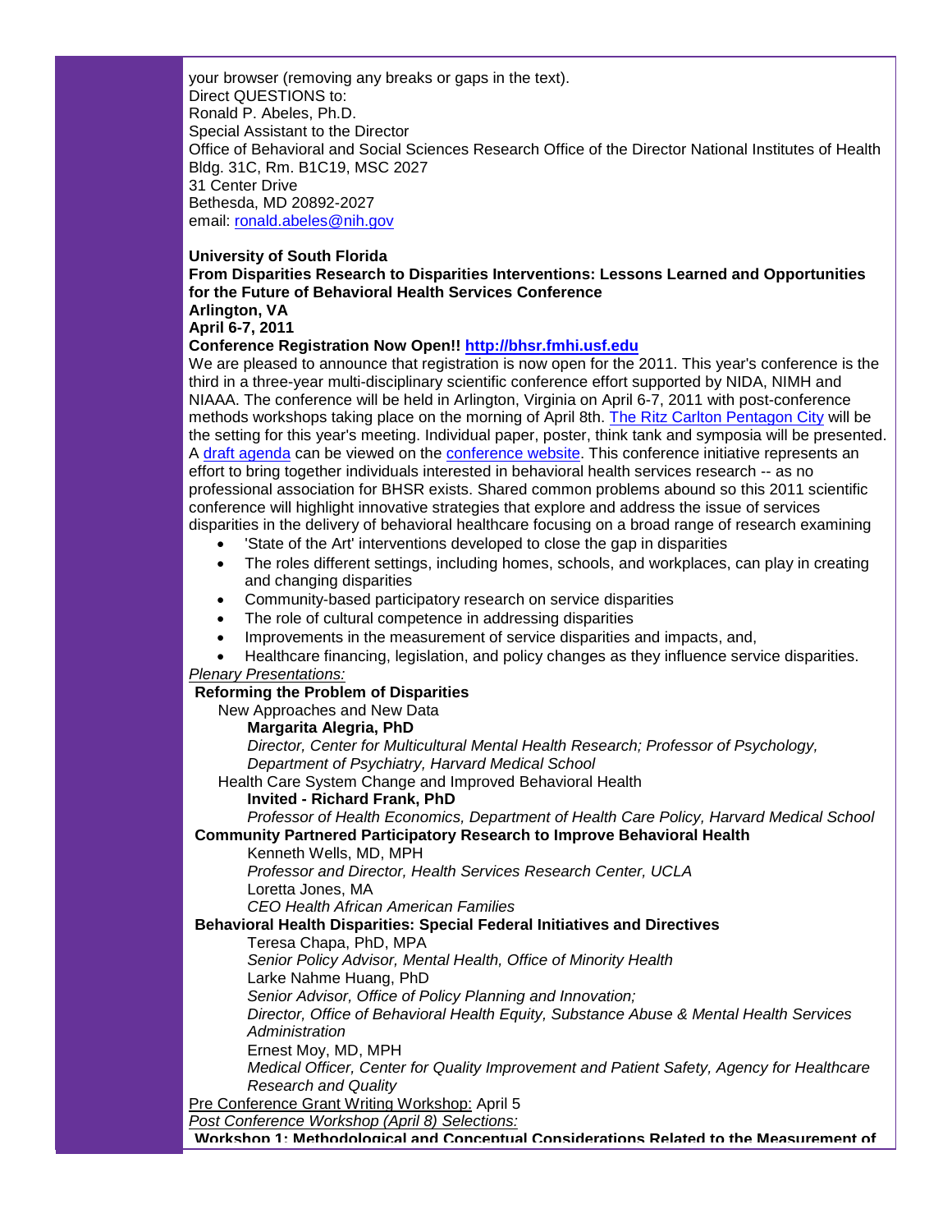your browser (removing any breaks or gaps in the text).
Direct QUESTIONS to:
Ronald P. Abeles, Ph.D.
Special Assistant to the Director
Office of Behavioral and Social Sciences Research Office of the Director National Institutes of Health
Bldg. 31C, Rm. B1C19, MSC 2027
31 Center Drive
Bethesda, MD 20892-2027
email: [ronald.abeles@nih.gov](mailto:ronald.abeles@nih.gov)

**University of South Florida**
**From Disparities Research to Disparities Interventions: Lessons Learned and Opportunities for the Future of Behavioral Health Services Conference**
**Arlington, VA**
**April 6-7, 2011**
**Conference Registration Now Open!! [http://bhsr.fmhi.usf.edu](http://bhsr.fmhi.usf.edu)**

We are pleased to announce that registration is now open for the 2011. This year's conference is the third in a three-year multi-disciplinary scientific conference effort supported by NIDA, NIMH and NIAAA. The conference will be held in Arlington, Virginia on April 6-7, 2011 with post-conference methods workshops taking place on the morning of April 8th. The Ritz Carlton Pentagon City will be the setting for this year's meeting. Individual paper, poster, think tank and symposia will be presented. A draft agenda can be viewed on the conference website. This conference initiative represents an effort to bring together individuals interested in behavioral health services research -- as no professional association for BHSR exists. Shared common problems abound so this 2011 scientific conference will highlight innovative strategies that explore and address the issue of services disparities in the delivery of behavioral healthcare focusing on a broad range of research examining

- 'State of the Art' interventions developed to close the gap in disparities
- The roles different settings, including homes, schools, and workplaces, can play in creating and changing disparities
- Community-based participatory research on service disparities
- The role of cultural competence in addressing disparities
- Improvements in the measurement of service disparities and impacts, and,
- Healthcare financing, legislation, and policy changes as they influence service disparities.

*Plenary Presentations:*

**Reforming the Problem of Disparities**

New Approaches and New Data

**Margarita Alegria, PhD**
*Director, Center for Multicultural Mental Health Research; Professor of Psychology, Department of Psychiatry, Harvard Medical School*

Health Care System Change and Improved Behavioral Health

**Invited - Richard Frank, PhD**
*Professor of Health Economics, Department of Health Care Policy, Harvard Medical School*

**Community Partnered Participatory Research to Improve Behavioral Health**

Kenneth Wells, MD, MPH
*Professor and Director, Health Services Research Center, UCLA*

Loretta Jones, MA
*CEO Health African American Families*

**Behavioral Health Disparities: Special Federal Initiatives and Directives**

Teresa Chapa, PhD, MPA
*Senior Policy Advisor, Mental Health, Office of Minority Health*

Larke Nahme Huang, PhD
*Senior Advisor, Office of Policy Planning and Innovation;*
*Director, Office of Behavioral Health Equity, Substance Abuse & Mental Health Services Administration*

Ernest Moy, MD, MPH
*Medical Officer, Center for Quality Improvement and Patient Safety, Agency for Healthcare Research and Quality*

Pre Conference Grant Writing Workshop: April 5

*Post Conference Workshop (April 8) Selections:*

**Workshop 1: Methodological and Conceptual Considerations Related to the Measurement of**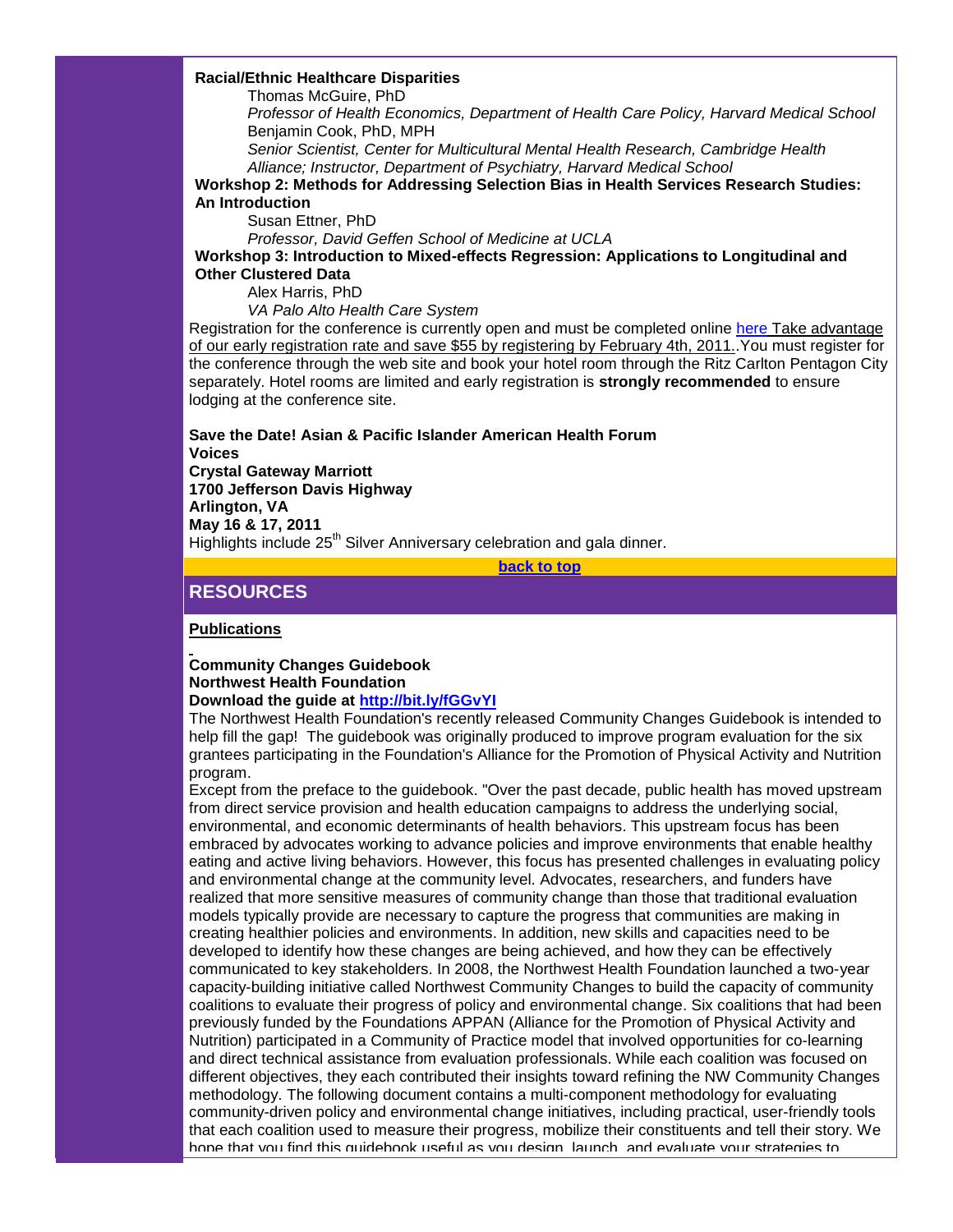**Racial/Ethnic Healthcare Disparities**

Thomas McGuire, PhD

*Professor of Health Economics, Department of Health Care Policy, Harvard Medical School*

Benjamin Cook, PhD, MPH

*Senior Scientist, Center for Multicultural Mental Health Research, Cambridge Health Alliance; Instructor, Department of Psychiatry, Harvard Medical School*

**Workshop 2: Methods for Addressing Selection Bias in Health Services Research Studies: An Introduction**

Susan Ettner, PhD

*Professor, David Geffen School of Medicine at UCLA*

**Workshop 3: Introduction to Mixed-effects Regression: Applications to Longitudinal and Other Clustered Data**

Alex Harris, PhD

*VA Palo Alto Health Care System*

Registration for the conference is currently open and must be completed online here Take advantage of our early registration rate and save $55 by registering by February 4th, 2011..You must register for the conference through the web site and book your hotel room through the Ritz Carlton Pentagon City separately. Hotel rooms are limited and early registration is **strongly recommended** to ensure lodging at the conference site.

**Save the Date! Asian & Pacific Islander American Health Forum**
**Voices**
**Crystal Gateway Marriott**
**1700 Jefferson Davis Highway**
**Arlington, VA**
**May 16 & 17, 2011**

Highlights include 25th Silver Anniversary celebration and gala dinner.

**back to top**

## RESOURCES

**Publications**

**Community Changes Guidebook**
**Northwest Health Foundation**
**Download the guide at http://bit.ly/fGGvYI**

The Northwest Health Foundation's recently released Community Changes Guidebook is intended to help fill the gap! The guidebook was originally produced to improve program evaluation for the six grantees participating in the Foundation's Alliance for the Promotion of Physical Activity and Nutrition program.

Except from the preface to the guidebook. "Over the past decade, public health has moved upstream from direct service provision and health education campaigns to address the underlying social, environmental, and economic determinants of health behaviors. This upstream focus has been embraced by advocates working to advance policies and improve environments that enable healthy eating and active living behaviors. However, this focus has presented challenges in evaluating policy and environmental change at the community level. Advocates, researchers, and funders have realized that more sensitive measures of community change than those that traditional evaluation models typically provide are necessary to capture the progress that communities are making in creating healthier policies and environments. In addition, new skills and capacities need to be developed to identify how these changes are being achieved, and how they can be effectively communicated to key stakeholders. In 2008, the Northwest Health Foundation launched a two-year capacity-building initiative called Northwest Community Changes to build the capacity of community coalitions to evaluate their progress of policy and environmental change. Six coalitions that had been previously funded by the Foundations APPAN (Alliance for the Promotion of Physical Activity and Nutrition) participated in a Community of Practice model that involved opportunities for co-learning and direct technical assistance from evaluation professionals. While each coalition was focused on different objectives, they each contributed their insights toward refining the NW Community Changes methodology. The following document contains a multi-component methodology for evaluating community-driven policy and environmental change initiatives, including practical, user-friendly tools that each coalition used to measure their progress, mobilize their constituents and tell their story. We hope that you find this guidebook useful as you design, launch, and evaluate your strategies to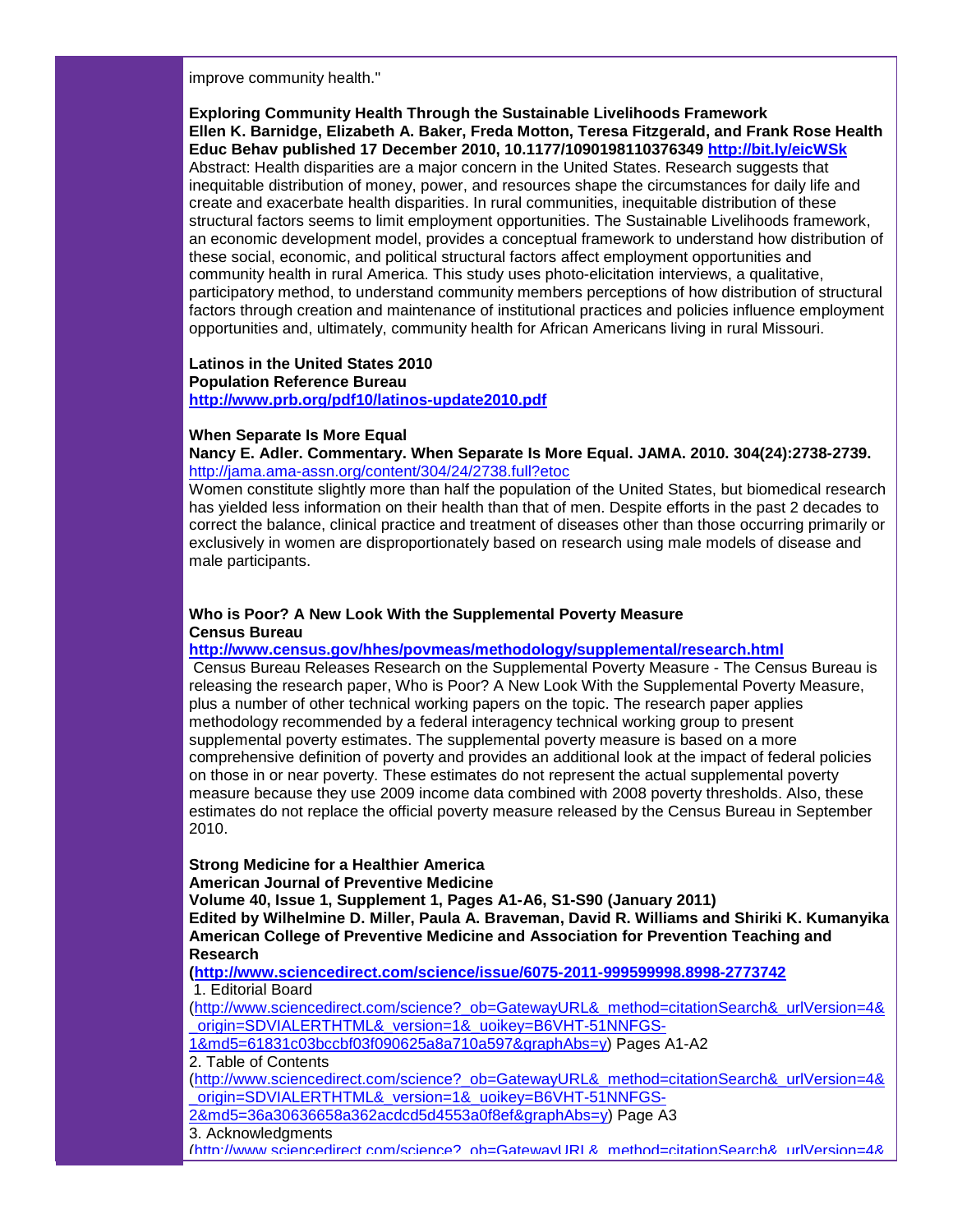improve community health."

**Exploring Community Health Through the Sustainable Livelihoods Framework**
**Ellen K. Barnidge, Elizabeth A. Baker, Freda Motton, Teresa Fitzgerald, and Frank Rose Health Educ Behav published 17 December 2010, 10.1177/1090198110376349 [http://bit.ly/eicWSk](http://bit.ly/eicWSk)**
Abstract: Health disparities are a major concern in the United States. Research suggests that inequitable distribution of money, power, and resources shape the circumstances for daily life and create and exacerbate health disparities. In rural communities, inequitable distribution of these structural factors seems to limit employment opportunities. The Sustainable Livelihoods framework, an economic development model, provides a conceptual framework to understand how distribution of these social, economic, and political structural factors affect employment opportunities and community health in rural America. This study uses photo-elicitation interviews, a qualitative, participatory method, to understand community members perceptions of how distribution of structural factors through creation and maintenance of institutional practices and policies influence employment opportunities and, ultimately, community health for African Americans living in rural Missouri.

**Latinos in the United States 2010**
**Population Reference Bureau**
**[http://www.prb.org/pdf10/latinos-update2010.pdf](http://www.prb.org/pdf10/latinos-update2010.pdf)**

**When Separate Is More Equal**
**Nancy E. Adler. Commentary. When Separate Is More Equal. JAMA. 2010. 304(24):2738-2739.**
[http://jama.ama-assn.org/content/304/24/2738.full?etoc](http://jama.ama-assn.org/content/304/24/2738.full?etoc)
Women constitute slightly more than half the population of the United States, but biomedical research has yielded less information on their health than that of men. Despite efforts in the past 2 decades to correct the balance, clinical practice and treatment of diseases other than those occurring primarily or exclusively in women are disproportionately based on research using male models of disease and male participants.

**Who is Poor? A New Look With the Supplemental Poverty Measure**
**Census Bureau**
**[http://www.census.gov/hhes/povmeas/methodology/supplemental/research.html](http://www.census.gov/hhes/povmeas/methodology/supplemental/research.html)**
Census Bureau Releases Research on the Supplemental Poverty Measure - The Census Bureau is releasing the research paper, Who is Poor? A New Look With the Supplemental Poverty Measure, plus a number of other technical working papers on the topic. The research paper applies methodology recommended by a federal interagency technical working group to present supplemental poverty estimates. The supplemental poverty measure is based on a more comprehensive definition of poverty and provides an additional look at the impact of federal policies on those in or near poverty. These estimates do not represent the actual supplemental poverty measure because they use 2009 income data combined with 2008 poverty thresholds. Also, these estimates do not replace the official poverty measure released by the Census Bureau in September 2010.

**Strong Medicine for a Healthier America**
**American Journal of Preventive Medicine**
**Volume 40, Issue 1, Supplement 1, Pages A1-A6, S1-S90 (January 2011)**
**Edited by Wilhelmine D. Miller, Paula A. Braveman, David R. Williams and Shiriki K. Kumanyika**
**American College of Preventive Medicine and Association for Prevention Teaching and Research**
**([http://www.sciencedirect.com/science/issue/6075-2011-999599998.8998-2773742](http://www.sciencedirect.com/science/issue/6075-2011-999599998.8998-2773742)**
1. Editorial Board
([http://www.sciencedirect.com/science?_ob=GatewayURL&_method=citationSearch&_urlVersion=4&_origin=SDVIALERTHTML&_version=1&_uoikey=B6VHT-51NNFGS-1&md5=61831c03bccbf03f090625a8a710a597&graphAbs=y](http://www.sciencedirect.com/science?_ob=GatewayURL&_method=citationSearch&_urlVersion=4&_origin=SDVIALERTHTML&_version=1&_uoikey=B6VHT-51NNFGS-1&md5=61831c03bccbf03f090625a8a710a597&graphAbs=y)) Pages A1-A2
2. Table of Contents
([http://www.sciencedirect.com/science?_ob=GatewayURL&_method=citationSearch&_urlVersion=4&_origin=SDVIALERTHTML&_version=1&_uoikey=B6VHT-51NNFGS-2&md5=36a30636658a362acdcd5d4553a0f8ef&graphAbs=y](http://www.sciencedirect.com/science?_ob=GatewayURL&_method=citationSearch&_urlVersion=4&_origin=SDVIALERTHTML&_version=1&_uoikey=B6VHT-51NNFGS-2&md5=36a30636658a362acdcd5d4553a0f8ef&graphAbs=y)) Page A3
3. Acknowledgments
(http://www.sciencedirect.com/science?_ob=GatewayURL&_method=citationSearch&_urlVersion=4&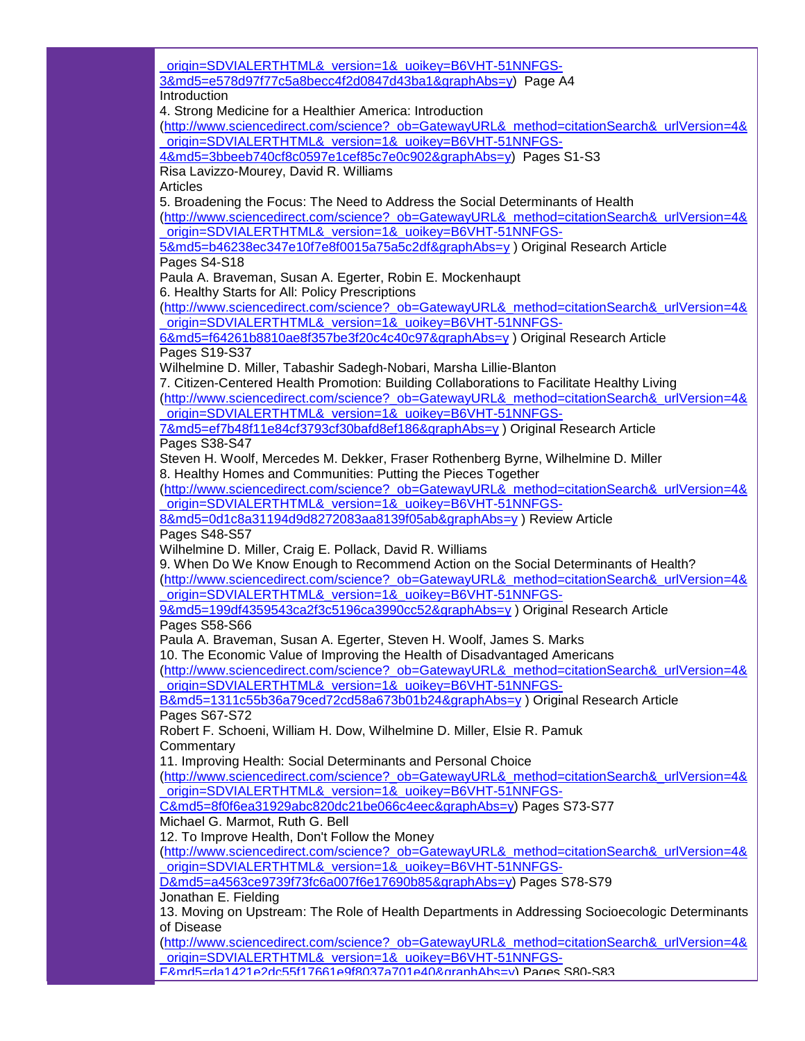_origin=SDVIALERTHTML&_version=1&_uoikey=B6VHT-51NNFGS-3&md5=e578d97f77c5a8becc4f2d0847d43ba1&graphAbs=y) Page A4

Introduction

4. Strong Medicine for a Healthier America: Introduction
(http://www.sciencedirect.com/science?_ob=GatewayURL&_method=citationSearch&_urlVersion=4&_origin=SDVIALERTHTML&_version=1&_uoikey=B6VHT-51NNFGS-4&md5=3bbeeb740cf8c0597e1cef85c7e0c902&graphAbs=y) Pages S1-S3
Risa Lavizzo-Mourey, David R. Williams

Articles

5. Broadening the Focus: The Need to Address the Social Determinants of Health
(http://www.sciencedirect.com/science?_ob=GatewayURL&_method=citationSearch&_urlVersion=4&_origin=SDVIALERTHTML&_version=1&_uoikey=B6VHT-51NNFGS-5&md5=b46238ec347e10f7e8f0015a75a5c2df&graphAbs=y ) Original Research Article
Pages S4-S18
Paula A. Braveman, Susan A. Egerter, Robin E. Mockenhaupt

6. Healthy Starts for All: Policy Prescriptions
(http://www.sciencedirect.com/science?_ob=GatewayURL&_method=citationSearch&_urlVersion=4&_origin=SDVIALERTHTML&_version=1&_uoikey=B6VHT-51NNFGS-6&md5=f64261b8810ae8f357be3f20c4c40c97&graphAbs=y ) Original Research Article
Pages S19-S37
Wilhelmine D. Miller, Tabashir Sadegh-Nobari, Marsha Lillie-Blanton

7. Citizen-Centered Health Promotion: Building Collaborations to Facilitate Healthy Living
(http://www.sciencedirect.com/science?_ob=GatewayURL&_method=citationSearch&_urlVersion=4&_origin=SDVIALERTHTML&_version=1&_uoikey=B6VHT-51NNFGS-7&md5=ef7b48f11e84cf3793cf30bafd8ef186&graphAbs=y ) Original Research Article
Pages S38-S47
Steven H. Woolf, Mercedes M. Dekker, Fraser Rothenberg Byrne, Wilhelmine D. Miller

8. Healthy Homes and Communities: Putting the Pieces Together
(http://www.sciencedirect.com/science?_ob=GatewayURL&_method=citationSearch&_urlVersion=4&_origin=SDVIALERTHTML&_version=1&_uoikey=B6VHT-51NNFGS-8&md5=0d1c8a31194d9d8272083aa8139f05ab&graphAbs=y ) Review Article
Pages S48-S57
Wilhelmine D. Miller, Craig E. Pollack, David R. Williams

9. When Do We Know Enough to Recommend Action on the Social Determinants of Health?
(http://www.sciencedirect.com/science?_ob=GatewayURL&_method=citationSearch&_urlVersion=4&_origin=SDVIALERTHTML&_version=1&_uoikey=B6VHT-51NNFGS-9&md5=199df4359543ca2f3c5196ca3990cc52&graphAbs=y ) Original Research Article
Pages S58-S66
Paula A. Braveman, Susan A. Egerter, Steven H. Woolf, James S. Marks

10. The Economic Value of Improving the Health of Disadvantaged Americans
(http://www.sciencedirect.com/science?_ob=GatewayURL&_method=citationSearch&_urlVersion=4&_origin=SDVIALERTHTML&_version=1&_uoikey=B6VHT-51NNFGS-B&md5=1311c55b36a79ced72cd58a673b01b24&graphAbs=y ) Original Research Article
Pages S67-S72
Robert F. Schoeni, William H. Dow, Wilhelmine D. Miller, Elsie R. Pamuk

Commentary

11. Improving Health: Social Determinants and Personal Choice
(http://www.sciencedirect.com/science?_ob=GatewayURL&_method=citationSearch&_urlVersion=4&_origin=SDVIALERTHTML&_version=1&_uoikey=B6VHT-51NNFGS-C&md5=8f0f6ea31929abc820dc21be066c4eec&graphAbs=y) Pages S73-S77
Michael G. Marmot, Ruth G. Bell

12. To Improve Health, Don't Follow the Money
(http://www.sciencedirect.com/science?_ob=GatewayURL&_method=citationSearch&_urlVersion=4&_origin=SDVIALERTHTML&_version=1&_uoikey=B6VHT-51NNFGS-D&md5=a4563ce9739f73fc6a007f6e17690b85&graphAbs=y) Pages S78-S79
Jonathan E. Fielding

13. Moving on Upstream: The Role of Health Departments in Addressing Socioecologic Determinants of Disease
(http://www.sciencedirect.com/science?_ob=GatewayURL&_method=citationSearch&_urlVersion=4&_origin=SDVIALERTHTML&_version=1&_uoikey=B6VHT-51NNFGS-F&md5=da1421e2dc55f17661e9f8037a701e40&graphAbs=y) Pages S80-S83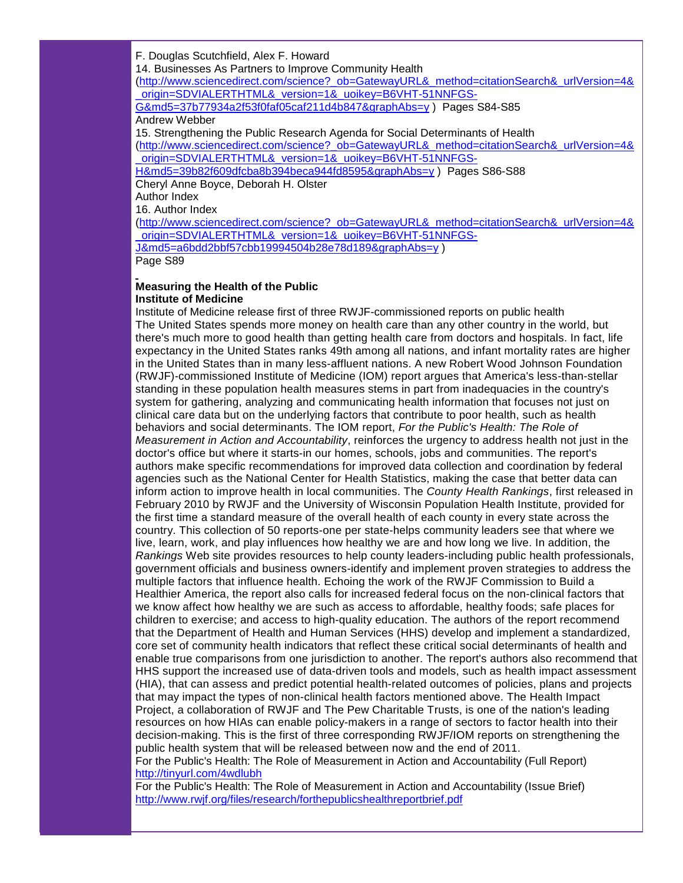F. Douglas Scutchfield, Alex F. Howard

14. Businesses As Partners to Improve Community Health
(http://www.sciencedirect.com/science?_ob=GatewayURL&_method=citationSearch&_urlVersion=4&_origin=SDVIALERTHTML&_version=1&_uoikey=B6VHT-51NNFGS-G&md5=37b77934a2f53f0faf05caf211d4b847&graphAbs=y ) Pages S84-S85
Andrew Webber

15. Strengthening the Public Research Agenda for Social Determinants of Health
(http://www.sciencedirect.com/science?_ob=GatewayURL&_method=citationSearch&_urlVersion=4&_origin=SDVIALERTHTML&_version=1&_uoikey=B6VHT-51NNFGS-H&md5=39b82f609dfcba8b394beca944fd8595&graphAbs=y ) Pages S86-S88
Cheryl Anne Boyce, Deborah H. Olster

Author Index

16. Author Index
(http://www.sciencedirect.com/science?_ob=GatewayURL&_method=citationSearch&_urlVersion=4&_origin=SDVIALERTHTML&_version=1&_uoikey=B6VHT-51NNFGS-J&md5=a6bdd2bbf57cbb19994504b28e78d189&graphAbs=y )
Page S89

**Measuring the Health of the Public**
**Institute of Medicine**

Institute of Medicine release first of three RWJF-commissioned reports on public health
The United States spends more money on health care than any other country in the world, but there's much more to good health than getting health care from doctors and hospitals. In fact, life expectancy in the United States ranks 49th among all nations, and infant mortality rates are higher in the United States than in many less-affluent nations. A new Robert Wood Johnson Foundation (RWJF)-commissioned Institute of Medicine (IOM) report argues that America's less-than-stellar standing in these population health measures stems in part from inadequacies in the country's system for gathering, analyzing and communicating health information that focuses not just on clinical care data but on the underlying factors that contribute to poor health, such as health behaviors and social determinants. The IOM report, *For the Public's Health: The Role of Measurement in Action and Accountability*, reinforces the urgency to address health not just in the doctor's office but where it starts-in our homes, schools, jobs and communities. The report's authors make specific recommendations for improved data collection and coordination by federal agencies such as the National Center for Health Statistics, making the case that better data can inform action to improve health in local communities. The *County Health Rankings*, first released in February 2010 by RWJF and the University of Wisconsin Population Health Institute, provided for the first time a standard measure of the overall health of each county in every state across the country. This collection of 50 reports-one per state-helps community leaders see that where we live, learn, work, and play influences how healthy we are and how long we live. In addition, the *Rankings* Web site provides resources to help county leaders-including public health professionals, government officials and business owners-identify and implement proven strategies to address the multiple factors that influence health. Echoing the work of the RWJF Commission to Build a Healthier America, the report also calls for increased federal focus on the non-clinical factors that we know affect how healthy we are such as access to affordable, healthy foods; safe places for children to exercise; and access to high-quality education. The authors of the report recommend that the Department of Health and Human Services (HHS) develop and implement a standardized, core set of community health indicators that reflect these critical social determinants of health and enable true comparisons from one jurisdiction to another. The report's authors also recommend that HHS support the increased use of data-driven tools and models, such as health impact assessment (HIA), that can assess and predict potential health-related outcomes of policies, plans and projects that may impact the types of non-clinical health factors mentioned above. The Health Impact Project, a collaboration of RWJF and The Pew Charitable Trusts, is one of the nation's leading resources on how HIAs can enable policy-makers in a range of sectors to factor health into their decision-making. This is the first of three corresponding RWJF/IOM reports on strengthening the public health system that will be released between now and the end of 2011.

For the Public's Health: The Role of Measurement in Action and Accountability (Full Report)
http://tinyurl.com/4wdlubh

For the Public's Health: The Role of Measurement in Action and Accountability (Issue Brief)
http://www.rwjf.org/files/research/forthepublicshealthreportbrief.pdf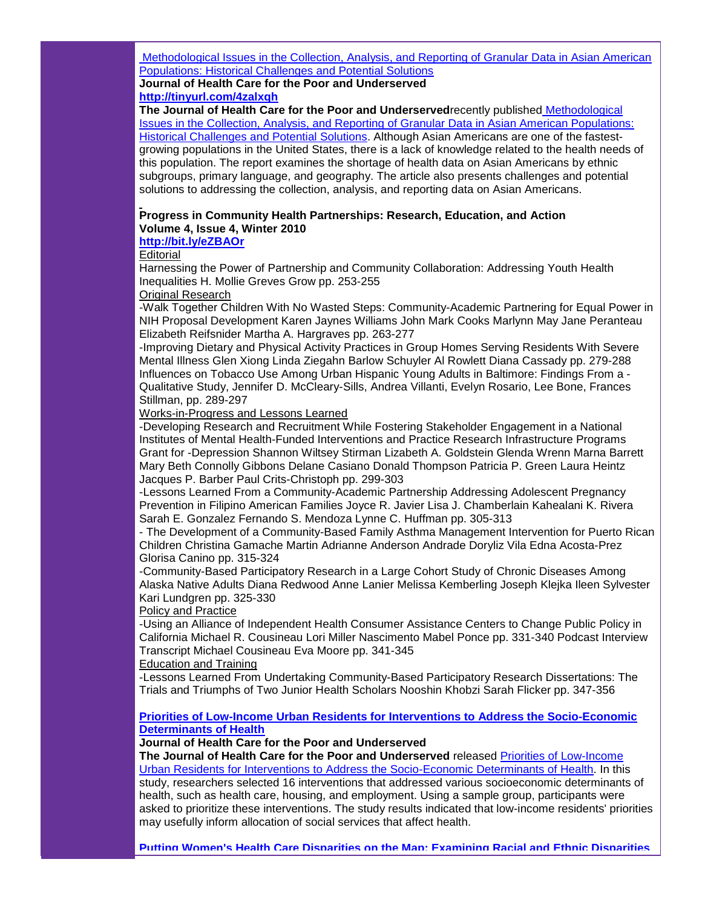[Methodological Issues in the Collection, Analysis, and Reporting of Granular Data in Asian American Populations: Historical Challenges and Potential Solutions](http://tinyurl.com/4zalxqh)

**Journal of Health Care for the Poor and Underserved**

**http://tinyurl.com/4zalxqh**

**The Journal of Health Care for the Poor and Underserved** recently published Methodological Issues in the Collection, Analysis, and Reporting of Granular Data in Asian American Populations: Historical Challenges and Potential Solutions. Although Asian Americans are one of the fastest-growing populations in the United States, there is a lack of knowledge related to the health needs of this population. The report examines the shortage of health data on Asian Americans by ethnic subgroups, primary language, and geography. The article also presents challenges and potential solutions to addressing the collection, analysis, and reporting data on Asian Americans.

**Progress in Community Health Partnerships: Research, Education, and Action**
**Volume 4, Issue 4, Winter 2010**

**http://bit.ly/eZBAOr**

Editorial

Harnessing the Power of Partnership and Community Collaboration: Addressing Youth Health Inequalities H. Mollie Greves Grow pp. 253-255

Original Research

-Walk Together Children With No Wasted Steps: Community-Academic Partnering for Equal Power in NIH Proposal Development Karen Jaynes Williams John Mark Cooks Marlynn May Jane Peranteau Elizabeth Reifsnider Martha A. Hargraves pp. 263-277

-Improving Dietary and Physical Activity Practices in Group Homes Serving Residents With Severe Mental Illness Glen Xiong Linda Ziegahn Barlow Schuyler Al Rowlett Diana Cassady pp. 279-288 Influences on Tobacco Use Among Urban Hispanic Young Adults in Baltimore: Findings From a -Qualitative Study, Jennifer D. McCleary-Sills, Andrea Villanti, Evelyn Rosario, Lee Bone, Frances Stillman, pp. 289-297

Works-in-Progress and Lessons Learned

-Developing Research and Recruitment While Fostering Stakeholder Engagement in a National Institutes of Mental Health-Funded Interventions and Practice Research Infrastructure Programs Grant for -Depression Shannon Wiltsey Stirman Lizabeth A. Goldstein Glenda Wrenn Marna Barrett Mary Beth Connolly Gibbons Delane Casiano Donald Thompson Patricia P. Green Laura Heintz Jacques P. Barber Paul Crits-Christoph pp. 299-303

-Lessons Learned From a Community-Academic Partnership Addressing Adolescent Pregnancy Prevention in Filipino American Families Joyce R. Javier Lisa J. Chamberlain Kahealani K. Rivera Sarah E. Gonzalez Fernando S. Mendoza Lynne C. Huffman pp. 305-313

- The Development of a Community-Based Family Asthma Management Intervention for Puerto Rican Children Christina Gamache Martin Adrianne Anderson Andrade Doryliz Vila Edna Acosta-Prez Glorisa Canino pp. 315-324

-Community-Based Participatory Research in a Large Cohort Study of Chronic Diseases Among Alaska Native Adults Diana Redwood Anne Lanier Melissa Kemberling Joseph Klejka Ileen Sylvester Kari Lundgren pp. 325-330

Policy and Practice

-Using an Alliance of Independent Health Consumer Assistance Centers to Change Public Policy in California Michael R. Cousineau Lori Miller Nascimento Mabel Ponce pp. 331-340 Podcast Interview Transcript Michael Cousineau Eva Moore pp. 341-345

Education and Training

-Lessons Learned From Undertaking Community-Based Participatory Research Dissertations: The Trials and Triumphs of Two Junior Health Scholars Nooshin Khobzi Sarah Flicker pp. 347-356

**Priorities of Low-Income Urban Residents for Interventions to Address the Socio-Economic Determinants of Health**

**Journal of Health Care for the Poor and Underserved**

**The Journal of Health Care for the Poor and Underserved** released Priorities of Low-Income Urban Residents for Interventions to Address the Socio-Economic Determinants of Health. In this study, researchers selected 16 interventions that addressed various socioeconomic determinants of health, such as health care, housing, and employment. Using a sample group, participants were asked to prioritize these interventions. The study results indicated that low-income residents' priorities may usefully inform allocation of social services that affect health.

**Putting Women's Health Care Disparities on the Map: Examining Racial and Ethnic Disparities**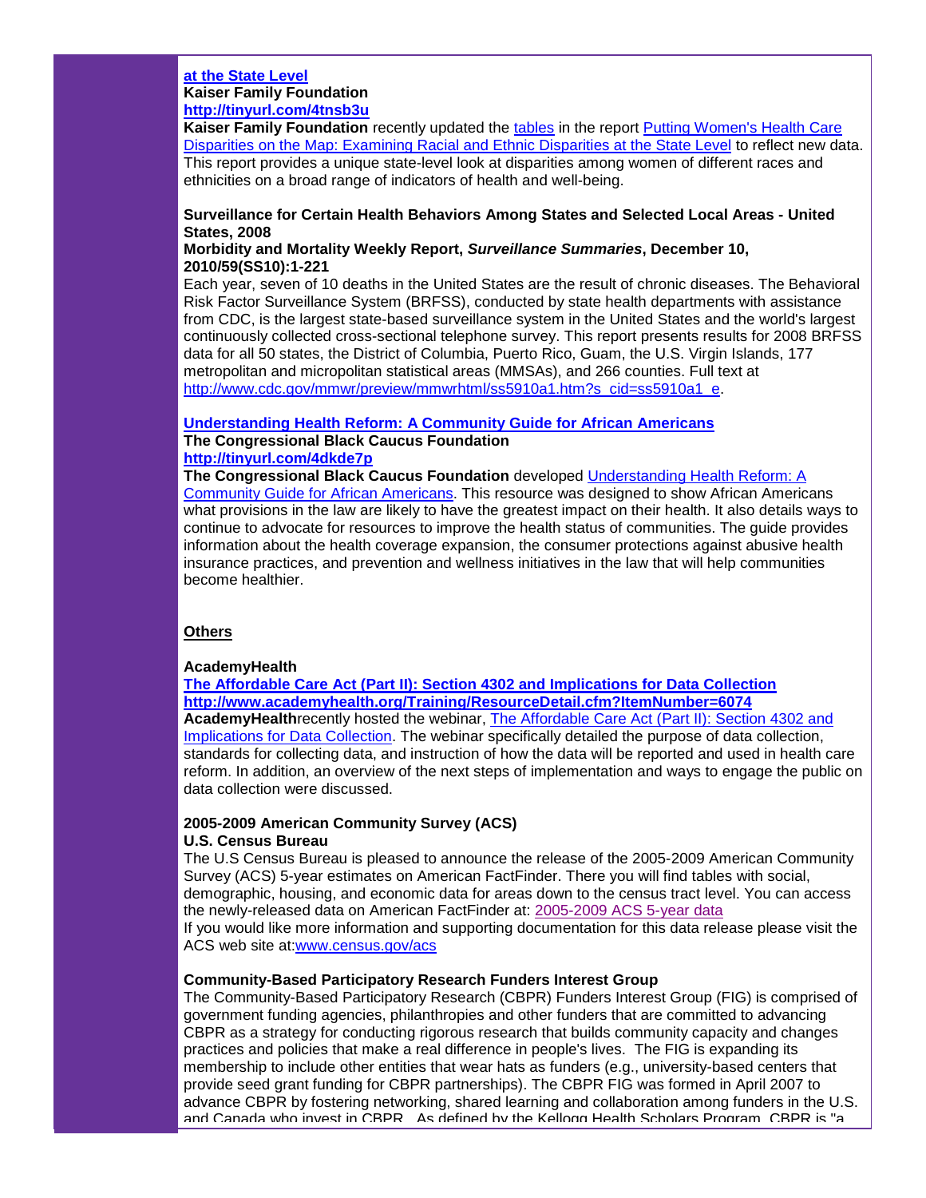**at the State Level**
**Kaiser Family Foundation**
**http://tinyurl.com/4tnsb3u**
**Kaiser Family Foundation** recently updated the tables in the report Putting Women's Health Care Disparities on the Map: Examining Racial and Ethnic Disparities at the State Level to reflect new data. This report provides a unique state-level look at disparities among women of different races and ethnicities on a broad range of indicators of health and well-being.

**Surveillance for Certain Health Behaviors Among States and Selected Local Areas - United States, 2008**
**Morbidity and Mortality Weekly Report, *Surveillance Summaries*, December 10, 2010/59(SS10):1-221**
Each year, seven of 10 deaths in the United States are the result of chronic diseases. The Behavioral Risk Factor Surveillance System (BRFSS), conducted by state health departments with assistance from CDC, is the largest state-based surveillance system in the United States and the world's largest continuously collected cross-sectional telephone survey. This report presents results for 2008 BRFSS data for all 50 states, the District of Columbia, Puerto Rico, Guam, the U.S. Virgin Islands, 177 metropolitan and micropolitan statistical areas (MMSAs), and 266 counties. Full text at http://www.cdc.gov/mmwr/preview/mmwrhtml/ss5910a1.htm?s_cid=ss5910a1_e.

**Understanding Health Reform: A Community Guide for African Americans**
**The Congressional Black Caucus Foundation**
**http://tinyurl.com/4dkde7p**
**The Congressional Black Caucus Foundation** developed Understanding Health Reform: A Community Guide for African Americans. This resource was designed to show African Americans what provisions in the law are likely to have the greatest impact on their health. It also details ways to continue to advocate for resources to improve the health status of communities. The guide provides information about the health coverage expansion, the consumer protections against abusive health insurance practices, and prevention and wellness initiatives in the law that will help communities become healthier.

## Others

**AcademyHealth**
**The Affordable Care Act (Part II): Section 4302 and Implications for Data Collection**
**http://www.academyhealth.org/Training/ResourceDetail.cfm?ItemNumber=6074**
**AcademyHealth**recently hosted the webinar, The Affordable Care Act (Part II): Section 4302 and Implications for Data Collection. The webinar specifically detailed the purpose of data collection, standards for collecting data, and instruction of how the data will be reported and used in health care reform. In addition, an overview of the next steps of implementation and ways to engage the public on data collection were discussed.

**2005-2009 American Community Survey (ACS)**
**U.S. Census Bureau**
The U.S Census Bureau is pleased to announce the release of the 2005-2009 American Community Survey (ACS) 5-year estimates on American FactFinder. There you will find tables with social, demographic, housing, and economic data for areas down to the census tract level. You can access the newly-released data on American FactFinder at: 2005-2009 ACS 5-year data
If you would like more information and supporting documentation for this data release please visit the ACS web site at:www.census.gov/acs

**Community-Based Participatory Research Funders Interest Group**
The Community-Based Participatory Research (CBPR) Funders Interest Group (FIG) is comprised of government funding agencies, philanthropies and other funders that are committed to advancing CBPR as a strategy for conducting rigorous research that builds community capacity and changes practices and policies that make a real difference in people's lives. The FIG is expanding its membership to include other entities that wear hats as funders (e.g., university-based centers that provide seed grant funding for CBPR partnerships). The CBPR FIG was formed in April 2007 to advance CBPR by fostering networking, shared learning and collaboration among funders in the U.S. and Canada who invest in CBPR. As defined by the Kellogg Health Scholars Program, CBPR is "a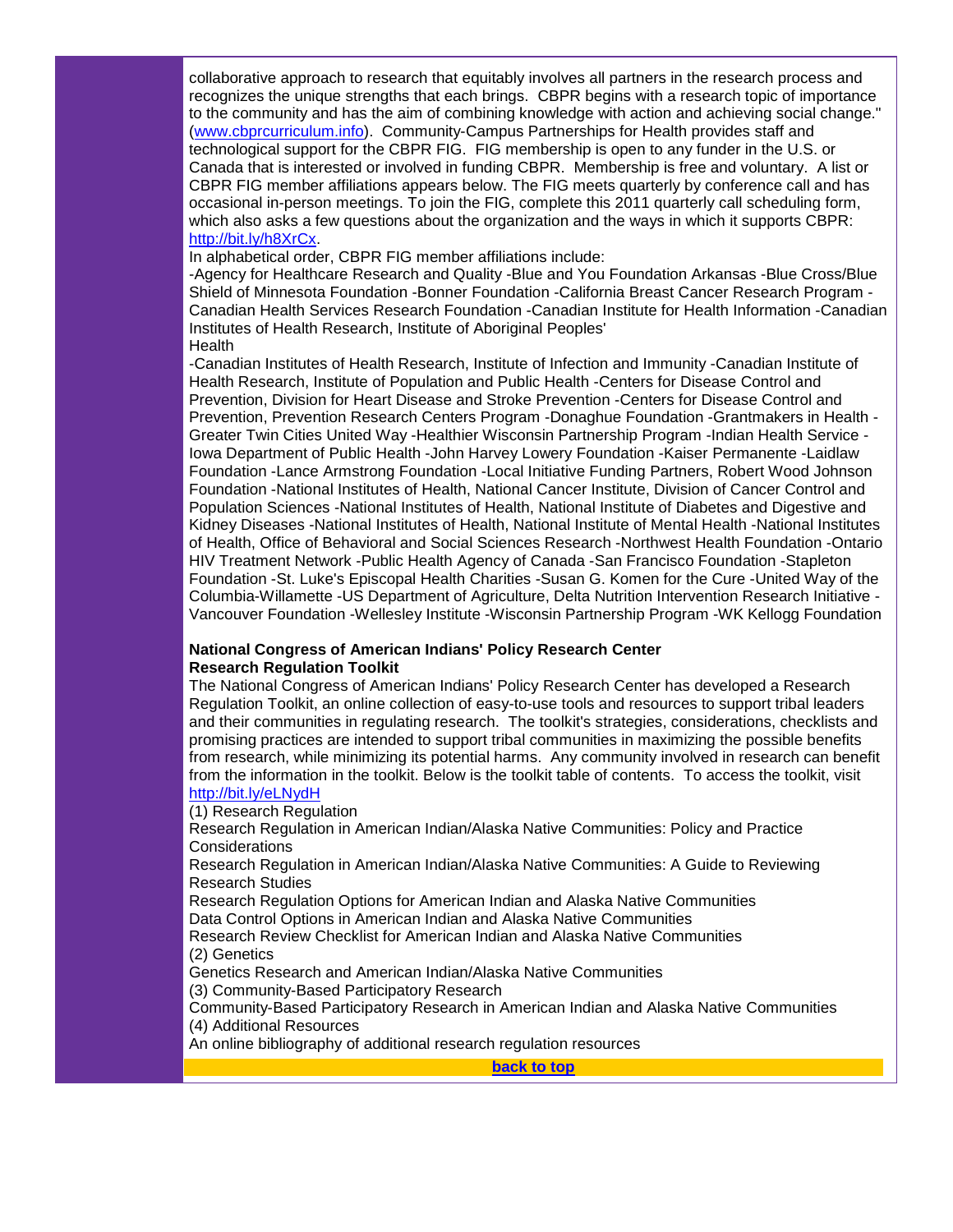collaborative approach to research that equitably involves all partners in the research process and recognizes the unique strengths that each brings. CBPR begins with a research topic of importance to the community and has the aim of combining knowledge with action and achieving social change." (www.cbprcurriculum.info). Community-Campus Partnerships for Health provides staff and technological support for the CBPR FIG. FIG membership is open to any funder in the U.S. or Canada that is interested or involved in funding CBPR. Membership is free and voluntary. A list or CBPR FIG member affiliations appears below. The FIG meets quarterly by conference call and has occasional in-person meetings. To join the FIG, complete this 2011 quarterly call scheduling form, which also asks a few questions about the organization and the ways in which it supports CBPR: http://bit.ly/h8XrCx.

In alphabetical order, CBPR FIG member affiliations include:

-Agency for Healthcare Research and Quality -Blue and You Foundation Arkansas -Blue Cross/Blue Shield of Minnesota Foundation -Bonner Foundation -California Breast Cancer Research Program -Canadian Health Services Research Foundation -Canadian Institute for Health Information -Canadian Institutes of Health Research, Institute of Aboriginal Peoples'
Health
-Canadian Institutes of Health Research, Institute of Infection and Immunity -Canadian Institute of Health Research, Institute of Population and Public Health -Centers for Disease Control and Prevention, Division for Heart Disease and Stroke Prevention -Centers for Disease Control and Prevention, Prevention Research Centers Program -Donaghue Foundation -Grantmakers in Health -Greater Twin Cities United Way -Healthier Wisconsin Partnership Program -Indian Health Service -Iowa Department of Public Health -John Harvey Lowery Foundation -Kaiser Permanente -Laidlaw Foundation -Lance Armstrong Foundation -Local Initiative Funding Partners, Robert Wood Johnson Foundation -National Institutes of Health, National Cancer Institute, Division of Cancer Control and Population Sciences -National Institutes of Health, National Institute of Diabetes and Digestive and Kidney Diseases -National Institutes of Health, National Institute of Mental Health -National Institutes of Health, Office of Behavioral and Social Sciences Research -Northwest Health Foundation -Ontario HIV Treatment Network -Public Health Agency of Canada -San Francisco Foundation -Stapleton Foundation -St. Luke's Episcopal Health Charities -Susan G. Komen for the Cure -United Way of the Columbia-Willamette -US Department of Agriculture, Delta Nutrition Intervention Research Initiative -Vancouver Foundation -Wellesley Institute -Wisconsin Partnership Program -WK Kellogg Foundation

**National Congress of American Indians' Policy Research Center**
**Research Regulation Toolkit**

The National Congress of American Indians' Policy Research Center has developed a Research Regulation Toolkit, an online collection of easy-to-use tools and resources to support tribal leaders and their communities in regulating research. The toolkit's strategies, considerations, checklists and promising practices are intended to support tribal communities in maximizing the possible benefits from research, while minimizing its potential harms. Any community involved in research can benefit from the information in the toolkit. Below is the toolkit table of contents. To access the toolkit, visit http://bit.ly/eLNydH

(1) Research Regulation
Research Regulation in American Indian/Alaska Native Communities: Policy and Practice Considerations
Research Regulation in American Indian/Alaska Native Communities: A Guide to Reviewing Research Studies
Research Regulation Options for American Indian and Alaska Native Communities
Data Control Options in American Indian and Alaska Native Communities
Research Review Checklist for American Indian and Alaska Native Communities
(2) Genetics
Genetics Research and American Indian/Alaska Native Communities
(3) Community-Based Participatory Research
Community-Based Participatory Research in American Indian and Alaska Native Communities
(4) Additional Resources
An online bibliography of additional research regulation resources

**back to top**